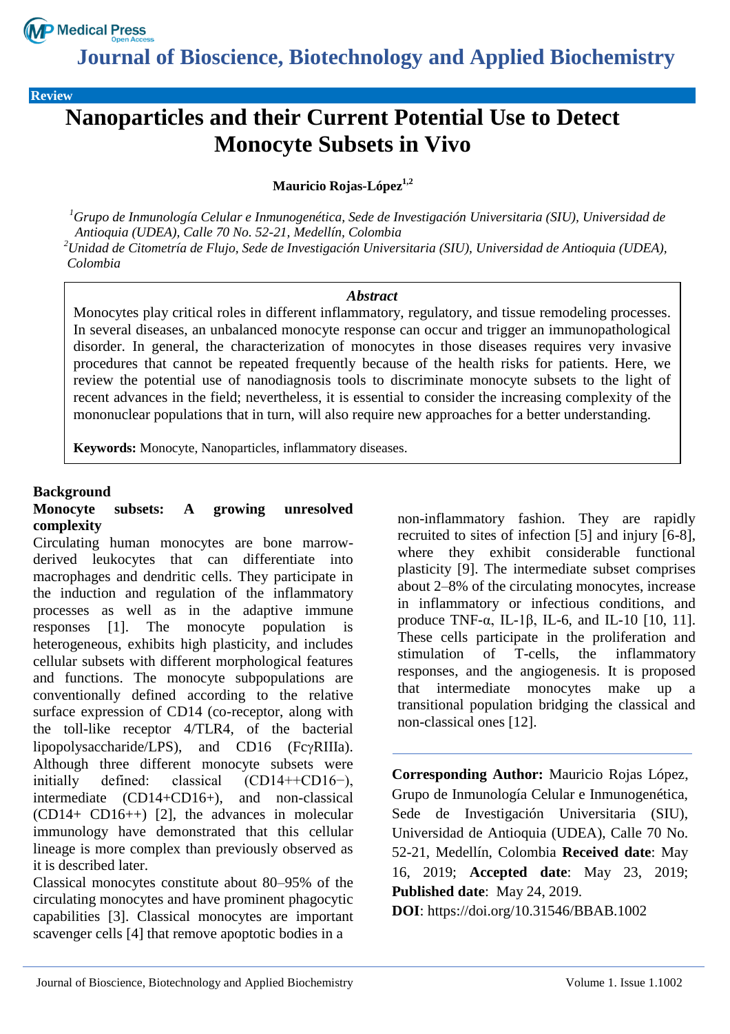Journal of Bioscience, Biotechnology and Applied Biochemistry

Review

# Nanoparticles and their Current Potential Use to Detect Monocyte Subsets in Vivo

**Mauricio Rojas-López**[1,2]

[1]*Grupo de Inmunología Celular e Inmunogenética, Sede de Investigación Universitaria (SIU), Universidad de Antioquia (UDEA), Calle 70 No. 52-21, Medellín, Colombia*

[2]*Unidad de Citometría de Flujo, Sede de Investigación Universitaria (SIU), Universidad de Antioquia (UDEA), Colombia*

### *Abstract*

Monocytes play critical roles in different inflammatory, regulatory, and tissue remodeling processes. In several diseases, an unbalanced monocyte response can occur and trigger an immunopathological disorder. In general, the characterization of monocytes in those diseases requires very invasive procedures that cannot be repeated frequently because of the health risks for patients. Here, we review the potential use of nanodiagnosis tools to discriminate monocyte subsets to the light of recent advances in the field; nevertheless, it is essential to consider the increasing complexity of the mononuclear populations that in turn, will also require new approaches for a better understanding.

**Keywords:** Monocyte, Nanoparticles, inflammatory diseases.

## Background

### Monocyte subsets: A growing unresolved complexity

Circulating human monocytes are bone marrow-derived leukocytes that can differentiate into macrophages and dendritic cells. They participate in the induction and regulation of the inflammatory processes as well as in the adaptive immune responses [1]. The monocyte population is heterogeneous, exhibits high plasticity, and includes cellular subsets with different morphological features and functions. The monocyte subpopulations are conventionally defined according to the relative surface expression of CD14 (co-receptor, along with the toll-like receptor 4/TLR4, of the bacterial lipopolysaccharide/LPS), and CD16 (FcγRIIIa). Although three different monocyte subsets were initially defined: classical (CD14++CD16−), intermediate (CD14+CD16+), and non-classical (CD14+ CD16++) [2], the advances in molecular immunology have demonstrated that this cellular lineage is more complex than previously observed as it is described later.

Classical monocytes constitute about 80–95% of the circulating monocytes and have prominent phagocytic capabilities [3]. Classical monocytes are important scavenger cells [4] that remove apoptotic bodies in a non-inflammatory fashion. They are rapidly recruited to sites of infection [5] and injury [6-8], where they exhibit considerable functional plasticity [9]. The intermediate subset comprises about 2–8% of the circulating monocytes, increase in inflammatory or infectious conditions, and produce TNF-α, IL-1β, IL-6, and IL-10 [10, 11]. These cells participate in the proliferation and stimulation of T-cells, the inflammatory responses, and the angiogenesis. It is proposed that intermediate monocytes make up a transitional population bridging the classical and non-classical ones [12].

---

**Corresponding Author:** Mauricio Rojas López, Grupo de Inmunología Celular e Inmunogenética, Sede de Investigación Universitaria (SIU), Universidad de Antioquia (UDEA), Calle 70 No. 52-21, Medellín, Colombia **Received date**: May 16, 2019; **Accepted date**: May 23, 2019; **Published date**: May 24, 2019.

**DOI**: https://doi.org/10.31546/BBAB.1002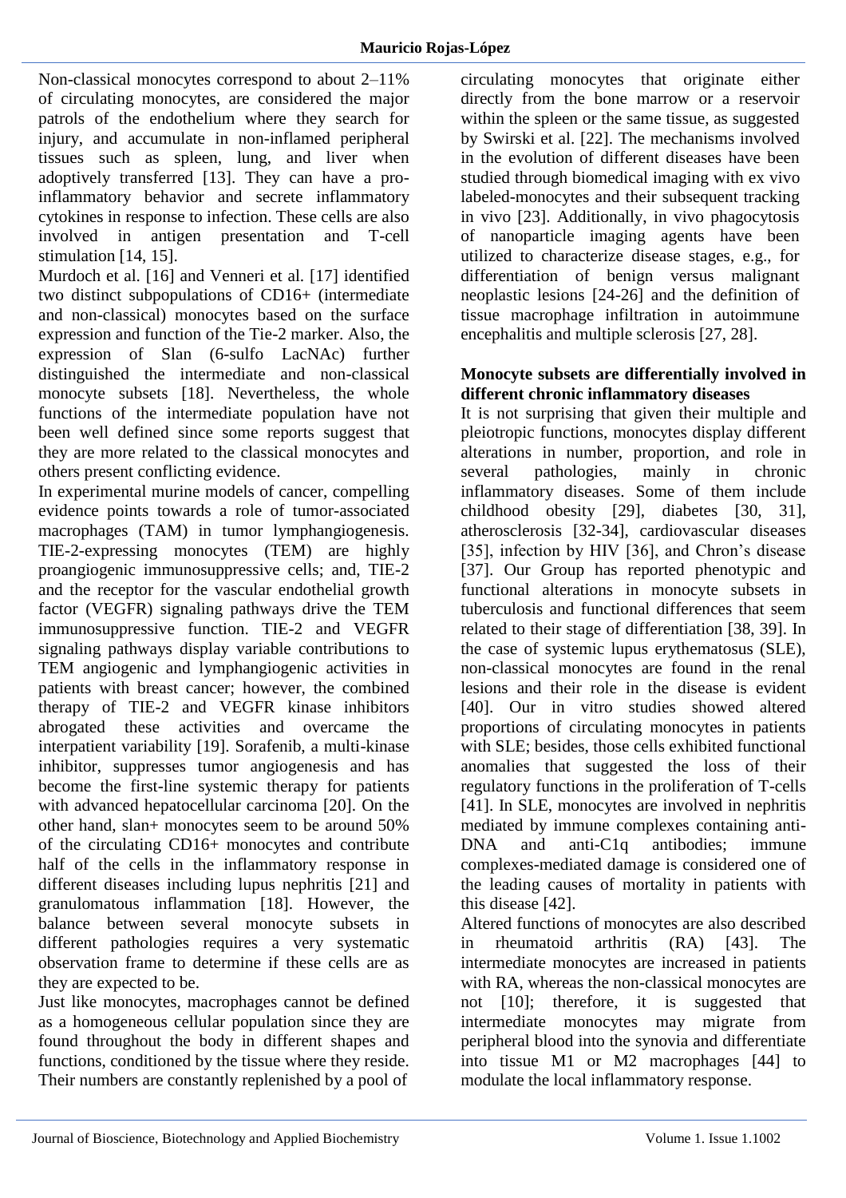Non-classical monocytes correspond to about 2–11% of circulating monocytes, are considered the major patrols of the endothelium where they search for injury, and accumulate in non-inflamed peripheral tissues such as spleen, lung, and liver when adoptively transferred [13]. They can have a pro-inflammatory behavior and secrete inflammatory cytokines in response to infection. These cells are also involved in antigen presentation and T-cell stimulation [14, 15].

Murdoch et al. [16] and Venneri et al. [17] identified two distinct subpopulations of CD16+ (intermediate and non-classical) monocytes based on the surface expression and function of the Tie-2 marker. Also, the expression of Slan (6-sulfo LacNAc) further distinguished the intermediate and non-classical monocyte subsets [18]. Nevertheless, the whole functions of the intermediate population have not been well defined since some reports suggest that they are more related to the classical monocytes and others present conflicting evidence.

In experimental murine models of cancer, compelling evidence points towards a role of tumor-associated macrophages (TAM) in tumor lymphangiogenesis. TIE-2-expressing monocytes (TEM) are highly proangiogenic immunosuppressive cells; and, TIE-2 and the receptor for the vascular endothelial growth factor (VEGFR) signaling pathways drive the TEM immunosuppressive function. TIE-2 and VEGFR signaling pathways display variable contributions to TEM angiogenic and lymphangiogenic activities in patients with breast cancer; however, the combined therapy of TIE-2 and VEGFR kinase inhibitors abrogated these activities and overcame the interpatient variability [19]. Sorafenib, a multi-kinase inhibitor, suppresses tumor angiogenesis and has become the first-line systemic therapy for patients with advanced hepatocellular carcinoma [20]. On the other hand, slan+ monocytes seem to be around 50% of the circulating CD16+ monocytes and contribute half of the cells in the inflammatory response in different diseases including lupus nephritis [21] and granulomatous inflammation [18]. However, the balance between several monocyte subsets in different pathologies requires a very systematic observation frame to determine if these cells are as they are expected to be.

Just like monocytes, macrophages cannot be defined as a homogeneous cellular population since they are found throughout the body in different shapes and functions, conditioned by the tissue where they reside. Their numbers are constantly replenished by a pool of circulating monocytes that originate either directly from the bone marrow or a reservoir within the spleen or the same tissue, as suggested by Swirski et al. [22]. The mechanisms involved in the evolution of different diseases have been studied through biomedical imaging with ex vivo labeled-monocytes and their subsequent tracking in vivo [23]. Additionally, in vivo phagocytosis of nanoparticle imaging agents have been utilized to characterize disease stages, e.g., for differentiation of benign versus malignant neoplastic lesions [24-26] and the definition of tissue macrophage infiltration in autoimmune encephalitis and multiple sclerosis [27, 28].

## Monocyte subsets are differentially involved in different chronic inflammatory diseases

It is not surprising that given their multiple and pleiotropic functions, monocytes display different alterations in number, proportion, and role in several pathologies, mainly in chronic inflammatory diseases. Some of them include childhood obesity [29], diabetes [30, 31], atherosclerosis [32-34], cardiovascular diseases [35], infection by HIV [36], and Chron's disease [37]. Our Group has reported phenotypic and functional alterations in monocyte subsets in tuberculosis and functional differences that seem related to their stage of differentiation [38, 39]. In the case of systemic lupus erythematosus (SLE), non-classical monocytes are found in the renal lesions and their role in the disease is evident [40]. Our in vitro studies showed altered proportions of circulating monocytes in patients with SLE; besides, those cells exhibited functional anomalies that suggested the loss of their regulatory functions in the proliferation of T-cells [41]. In SLE, monocytes are involved in nephritis mediated by immune complexes containing anti-DNA and anti-C1q antibodies; immune complexes-mediated damage is considered one of the leading causes of mortality in patients with this disease [42].

Altered functions of monocytes are also described in rheumatoid arthritis (RA) [43]. The intermediate monocytes are increased in patients with RA, whereas the non-classical monocytes are not [10]; therefore, it is suggested that intermediate monocytes may migrate from peripheral blood into the synovia and differentiate into tissue M1 or M2 macrophages [44] to modulate the local inflammatory response.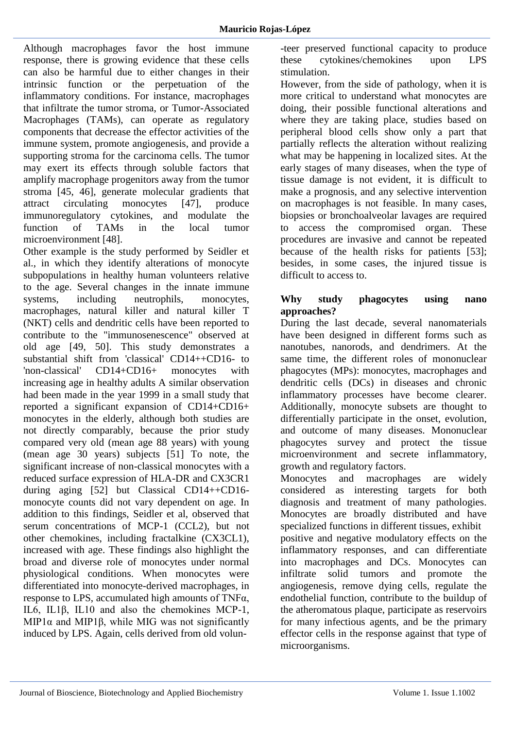Although macrophages favor the host immune response, there is growing evidence that these cells can also be harmful due to either changes in their intrinsic function or the perpetuation of the inflammatory conditions. For instance, macrophages that infiltrate the tumor stroma, or Tumor-Associated Macrophages (TAMs), can operate as regulatory components that decrease the effector activities of the immune system, promote angiogenesis, and provide a supporting stroma for the carcinoma cells. The tumor may exert its effects through soluble factors that amplify macrophage progenitors away from the tumor stroma [45, 46], generate molecular gradients that attract circulating monocytes [47], produce immunoregulatory cytokines, and modulate the function of TAMs in the local tumor microenvironment [48].

Other example is the study performed by Seidler et al., in which they identify alterations of monocyte subpopulations in healthy human volunteers relative to the age. Several changes in the innate immune systems, including neutrophils, monocytes, macrophages, natural killer and natural killer T (NKT) cells and dendritic cells have been reported to contribute to the "immunosenescence" observed at old age [49, 50]. This study demonstrates a substantial shift from 'classical' CD14++CD16- to 'non-classical' CD14+CD16+ monocytes with increasing age in healthy adults A similar observation had been made in the year 1999 in a small study that reported a significant expansion of CD14+CD16+ monocytes in the elderly, although both studies are not directly comparably, because the prior study compared very old (mean age 88 years) with young (mean age 30 years) subjects [51] To note, the significant increase of non-classical monocytes with a reduced surface expression of HLA-DR and CX3CR1 during aging [52] but Classical CD14++CD16- monocyte counts did not vary dependent on age. In addition to this findings, Seidler et al, observed that serum concentrations of MCP-1 (CCL2), but not other chemokines, including fractalkine (CX3CL1), increased with age. These findings also highlight the broad and diverse role of monocytes under normal physiological conditions. When monocytes were differentiated into monocyte-derived macrophages, in response to LPS, accumulated high amounts of TNFα, IL6, IL1β, IL10 and also the chemokines MCP-1, MIP1α and MIP1β, while MIG was not significantly induced by LPS. Again, cells derived from old volunteer preserved functional capacity to produce these cytokines/chemokines upon LPS stimulation.

However, from the side of pathology, when it is more critical to understand what monocytes are doing, their possible functional alterations and where they are taking place, studies based on peripheral blood cells show only a part that partially reflects the alteration without realizing what may be happening in localized sites. At the early stages of many diseases, when the type of tissue damage is not evident, it is difficult to make a prognosis, and any selective intervention on macrophages is not feasible. In many cases, biopsies or bronchoalveolar lavages are required to access the compromised organ. These procedures are invasive and cannot be repeated because of the health risks for patients [53]; besides, in some cases, the injured tissue is difficult to access to.

## Why study phagocytes using nano approaches?

During the last decade, several nanomaterials have been designed in different forms such as nanotubes, nanorods, and dendrimers. At the same time, the different roles of mononuclear phagocytes (MPs): monocytes, macrophages and dendritic cells (DCs) in diseases and chronic inflammatory processes have become clearer. Additionally, monocyte subsets are thought to differentially participate in the onset, evolution, and outcome of many diseases. Mononuclear phagocytes survey and protect the tissue microenvironment and secrete inflammatory, growth and regulatory factors.

Monocytes and macrophages are widely considered as interesting targets for both diagnosis and treatment of many pathologies. Monocytes are broadly distributed and have specialized functions in different tissues, exhibit positive and negative modulatory effects on the inflammatory responses, and can differentiate into macrophages and DCs. Monocytes can infiltrate solid tumors and promote the angiogenesis, remove dying cells, regulate the endothelial function, contribute to the buildup of the atheromatous plaque, participate as reservoirs for many infectious agents, and be the primary effector cells in the response against that type of microorganisms.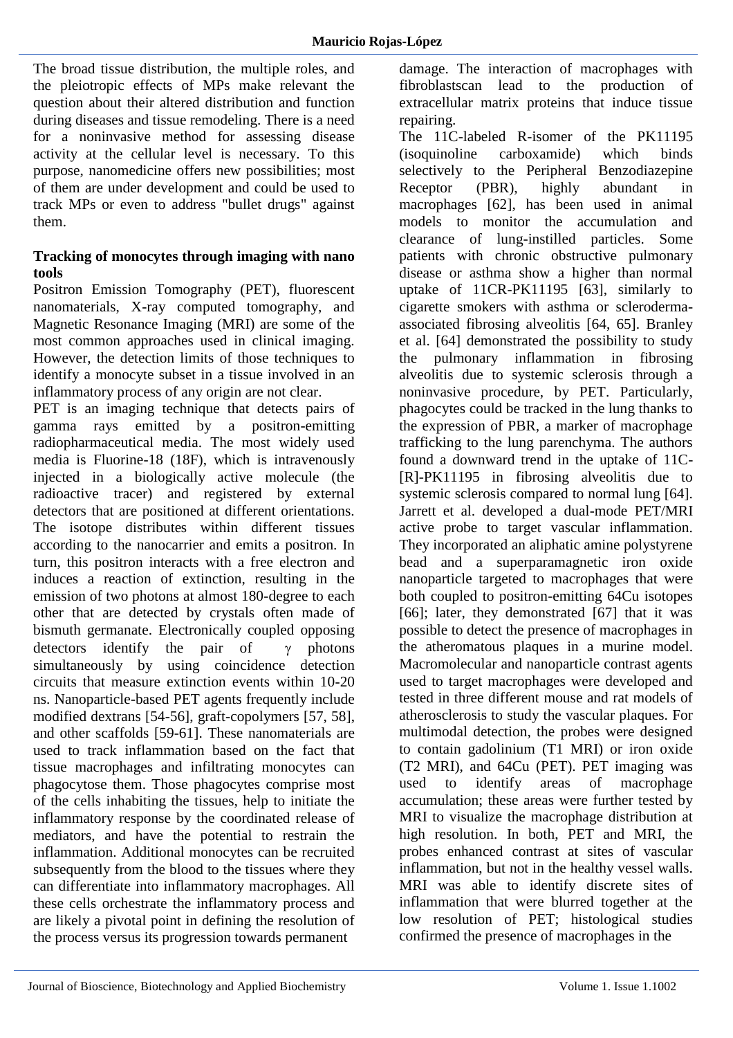The broad tissue distribution, the multiple roles, and the pleiotropic effects of MPs make relevant the question about their altered distribution and function during diseases and tissue remodeling. There is a need for a noninvasive method for assessing disease activity at the cellular level is necessary. To this purpose, nanomedicine offers new possibilities; most of them are under development and could be used to track MPs or even to address "bullet drugs" against them.

**Tracking of monocytes through imaging with nano tools**

Positron Emission Tomography (PET), fluorescent nanomaterials, X-ray computed tomography, and Magnetic Resonance Imaging (MRI) are some of the most common approaches used in clinical imaging. However, the detection limits of those techniques to identify a monocyte subset in a tissue involved in an inflammatory process of any origin are not clear.

PET is an imaging technique that detects pairs of gamma rays emitted by a positron-emitting radiopharmaceutical media. The most widely used media is Fluorine-18 (18F), which is intravenously injected in a biologically active molecule (the radioactive tracer) and registered by external detectors that are positioned at different orientations. The isotope distributes within different tissues according to the nanocarrier and emits a positron. In turn, this positron interacts with a free electron and induces a reaction of extinction, resulting in the emission of two photons at almost 180-degree to each other that are detected by crystals often made of bismuth germanate. Electronically coupled opposing detectors identify the pair of $\gamma$ photons simultaneously by using coincidence detection circuits that measure extinction events within 10-20 ns. Nanoparticle-based PET agents frequently include modified dextrans [54-56], graft-copolymers [57, 58], and other scaffolds [59-61]. These nanomaterials are used to track inflammation based on the fact that tissue macrophages and infiltrating monocytes can phagocytose them. Those phagocytes comprise most of the cells inhabiting the tissues, help to initiate the inflammatory response by the coordinated release of mediators, and have the potential to restrain the inflammation. Additional monocytes can be recruited subsequently from the blood to the tissues where they can differentiate into inflammatory macrophages. All these cells orchestrate the inflammatory process and are likely a pivotal point in defining the resolution of the process versus its progression towards permanent damage. The interaction of macrophages with fibroblastscan lead to the production of extracellular matrix proteins that induce tissue repairing.

The 11C-labeled R-isomer of the PK11195 (isoquinoline carboxamide) which binds selectively to the Peripheral Benzodiazepine Receptor (PBR), highly abundant in macrophages [62], has been used in animal models to monitor the accumulation and clearance of lung-instilled particles. Some patients with chronic obstructive pulmonary disease or asthma show a higher than normal uptake of 11CR-PK11195 [63], similarly to cigarette smokers with asthma or scleroderma-associated fibrosing alveolitis [64, 65]. Branley et al. [64] demonstrated the possibility to study the pulmonary inflammation in fibrosing alveolitis due to systemic sclerosis through a noninvasive procedure, by PET. Particularly, phagocytes could be tracked in the lung thanks to the expression of PBR, a marker of macrophage trafficking to the lung parenchyma. The authors found a downward trend in the uptake of 11C-[R]-PK11195 in fibrosing alveolitis due to systemic sclerosis compared to normal lung [64].

Jarrett et al. developed a dual-mode PET/MRI active probe to target vascular inflammation. They incorporated an aliphatic amine polystyrene bead and a superparamagnetic iron oxide nanoparticle targeted to macrophages that were both coupled to positron-emitting 64Cu isotopes [66]; later, they demonstrated [67] that it was possible to detect the presence of macrophages in the atheromatous plaques in a murine model. Macromolecular and nanoparticle contrast agents used to target macrophages were developed and tested in three different mouse and rat models of atherosclerosis to study the vascular plaques. For multimodal detection, the probes were designed to contain gadolinium (T1 MRI) or iron oxide (T2 MRI), and 64Cu (PET). PET imaging was used to identify areas of macrophage accumulation; these areas were further tested by MRI to visualize the macrophage distribution at high resolution. In both, PET and MRI, the probes enhanced contrast at sites of vascular inflammation, but not in the healthy vessel walls. MRI was able to identify discrete sites of inflammation that were blurred together at the low resolution of PET; histological studies confirmed the presence of macrophages in the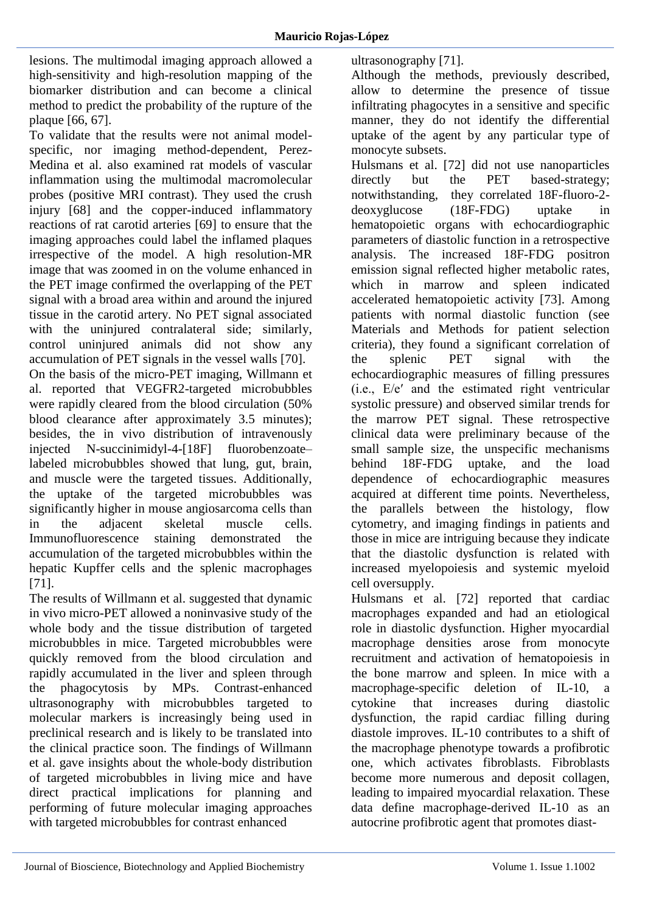lesions. The multimodal imaging approach allowed a high-sensitivity and high-resolution mapping of the biomarker distribution and can become a clinical method to predict the probability of the rupture of the plaque [66, 67].

To validate that the results were not animal model-specific, nor imaging method-dependent, Perez-Medina et al. also examined rat models of vascular inflammation using the multimodal macromolecular probes (positive MRI contrast). They used the crush injury [68] and the copper-induced inflammatory reactions of rat carotid arteries [69] to ensure that the imaging approaches could label the inflamed plaques irrespective of the model. A high resolution-MR image that was zoomed in on the volume enhanced in the PET image confirmed the overlapping of the PET signal with a broad area within and around the injured tissue in the carotid artery. No PET signal associated with the uninjured contralateral side; similarly, control uninjured animals did not show any accumulation of PET signals in the vessel walls [70].

On the basis of the micro-PET imaging, Willmann et al. reported that VEGFR2-targeted microbubbles were rapidly cleared from the blood circulation (50% blood clearance after approximately 3.5 minutes); besides, the in vivo distribution of intravenously injected N-succinimidyl-4-[18F] fluorobenzoate–labeled microbubbles showed that lung, gut, brain, and muscle were the targeted tissues. Additionally, the uptake of the targeted microbubbles was significantly higher in mouse angiosarcoma cells than in the adjacent skeletal muscle cells. Immunofluorescence staining demonstrated the accumulation of the targeted microbubbles within the hepatic Kupffer cells and the splenic macrophages [71].

The results of Willmann et al. suggested that dynamic in vivo micro-PET allowed a noninvasive study of the whole body and the tissue distribution of targeted microbubbles in mice. Targeted microbubbles were quickly removed from the blood circulation and rapidly accumulated in the liver and spleen through the phagocytosis by MPs. Contrast-enhanced ultrasonography with microbubbles targeted to molecular markers is increasingly being used in preclinical research and is likely to be translated into the clinical practice soon. The findings of Willmann et al. gave insights about the whole-body distribution of targeted microbubbles in living mice and have direct practical implications for planning and performing of future molecular imaging approaches with targeted microbubbles for contrast enhanced ultrasonography [71].

Although the methods, previously described, allow to determine the presence of tissue infiltrating phagocytes in a sensitive and specific manner, they do not identify the differential uptake of the agent by any particular type of monocyte subsets.

Hulsmans et al. [72] did not use nanoparticles directly but the PET based-strategy; notwithstanding, they correlated 18F-fluoro-2-deoxyglucose (18F-FDG) uptake in hematopoietic organs with echocardiographic parameters of diastolic function in a retrospective analysis. The increased 18F-FDG positron emission signal reflected higher metabolic rates, which in marrow and spleen indicated accelerated hematopoietic activity [73]. Among patients with normal diastolic function (see Materials and Methods for patient selection criteria), they found a significant correlation of the splenic PET signal with the echocardiographic measures of filling pressures (i.e., E/e′ and the estimated right ventricular systolic pressure) and observed similar trends for the marrow PET signal. These retrospective clinical data were preliminary because of the small sample size, the unspecific mechanisms behind 18F-FDG uptake, and the load dependence of echocardiographic measures acquired at different time points. Nevertheless, the parallels between the histology, flow cytometry, and imaging findings in patients and those in mice are intriguing because they indicate that the diastolic dysfunction is related with increased myelopoiesis and systemic myeloid cell oversupply.

Hulsmans et al. [72] reported that cardiac macrophages expanded and had an etiological role in diastolic dysfunction. Higher myocardial macrophage densities arose from monocyte recruitment and activation of hematopoiesis in the bone marrow and spleen. In mice with a macrophage-specific deletion of IL-10, a cytokine that increases during diastolic dysfunction, the rapid cardiac filling during diastole improves. IL-10 contributes to a shift of the macrophage phenotype towards a profibrotic one, which activates fibroblasts. Fibroblasts become more numerous and deposit collagen, leading to impaired myocardial relaxation. These data define macrophage-derived IL-10 as an autocrine profibrotic agent that promotes diast-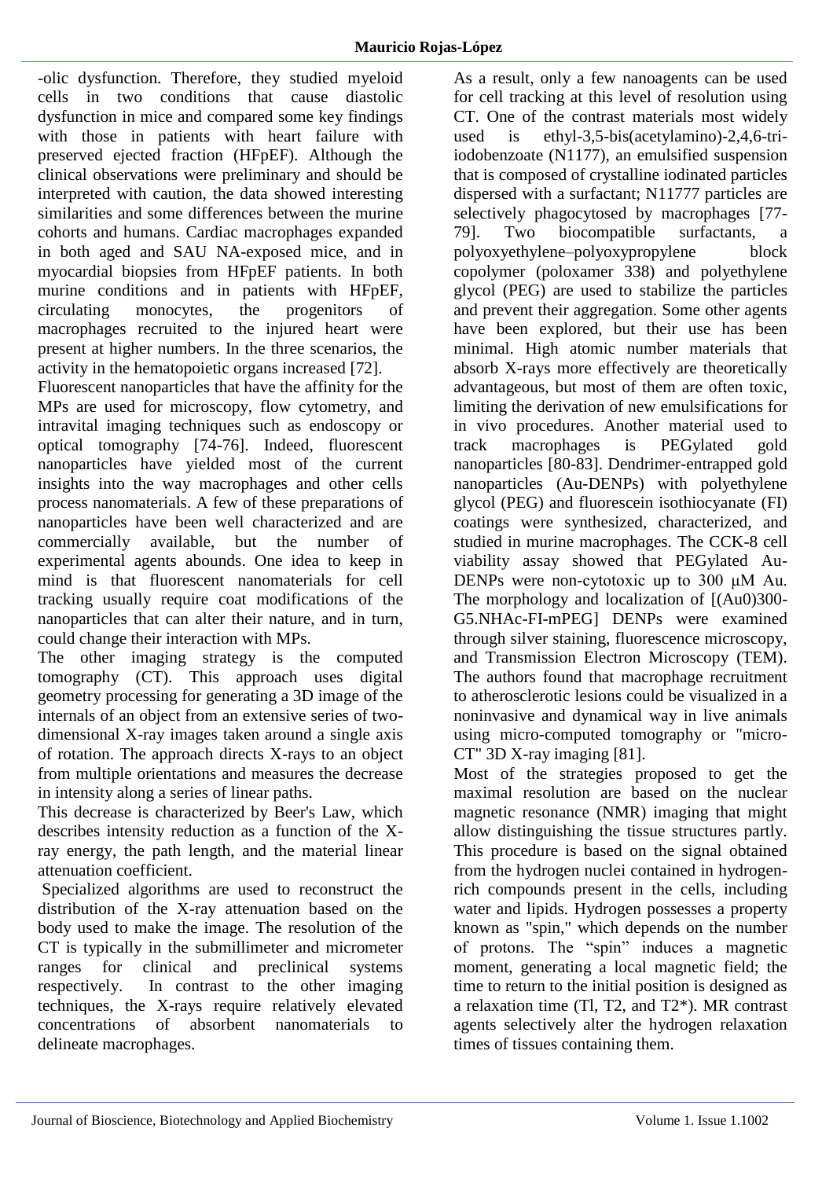-olic dysfunction. Therefore, they studied myeloid cells in two conditions that cause diastolic dysfunction in mice and compared some key findings with those in patients with heart failure with preserved ejected fraction (HFpEF). Although the clinical observations were preliminary and should be interpreted with caution, the data showed interesting similarities and some differences between the murine cohorts and humans. Cardiac macrophages expanded in both aged and SAU NA-exposed mice, and in myocardial biopsies from HFpEF patients. In both murine conditions and in patients with HFpEF, circulating monocytes, the progenitors of macrophages recruited to the injured heart were present at higher numbers. In the three scenarios, the activity in the hematopoietic organs increased [72].

Fluorescent nanoparticles that have the affinity for the MPs are used for microscopy, flow cytometry, and intravital imaging techniques such as endoscopy or optical tomography [74-76]. Indeed, fluorescent nanoparticles have yielded most of the current insights into the way macrophages and other cells process nanomaterials. A few of these preparations of nanoparticles have been well characterized and are commercially available, but the number of experimental agents abounds. One idea to keep in mind is that fluorescent nanomaterials for cell tracking usually require coat modifications of the nanoparticles that can alter their nature, and in turn, could change their interaction with MPs.

The other imaging strategy is the computed tomography (CT). This approach uses digital geometry processing for generating a 3D image of the internals of an object from an extensive series of two-dimensional X-ray images taken around a single axis of rotation. The approach directs X-rays to an object from multiple orientations and measures the decrease in intensity along a series of linear paths.

This decrease is characterized by Beer's Law, which describes intensity reduction as a function of the X-ray energy, the path length, and the material linear attenuation coefficient.

Specialized algorithms are used to reconstruct the distribution of the X-ray attenuation based on the body used to make the image. The resolution of the CT is typically in the submillimeter and micrometer ranges for clinical and preclinical systems respectively. In contrast to the other imaging techniques, the X-rays require relatively elevated concentrations of absorbent nanomaterials to delineate macrophages.

As a result, only a few nanoagents can be used for cell tracking at this level of resolution using CT. One of the contrast materials most widely used is ethyl-3,5-bis(acetylamino)-2,4,6-tri-iodobenzoate (N1177), an emulsified suspension that is composed of crystalline iodinated particles dispersed with a surfactant; N11777 particles are selectively phagocytosed by macrophages [77-79]. Two biocompatible surfactants, a polyoxyethylene–polyoxypropylene block copolymer (poloxamer 338) and polyethylene glycol (PEG) are used to stabilize the particles and prevent their aggregation. Some other agents have been explored, but their use has been minimal. High atomic number materials that absorb X-rays more effectively are theoretically advantageous, but most of them are often toxic, limiting the derivation of new emulsifications for in vivo procedures. Another material used to track macrophages is PEGylated gold nanoparticles [80-83]. Dendrimer-entrapped gold nanoparticles (Au-DENPs) with polyethylene glycol (PEG) and fluorescein isothiocyanate (FI) coatings were synthesized, characterized, and studied in murine macrophages. The CCK-8 cell viability assay showed that PEGylated Au-DENPs were non-cytotoxic up to 300 μM Au. The morphology and localization of [(Au0)300-G5.NHAc-FI-mPEG] DENPs were examined through silver staining, fluorescence microscopy, and Transmission Electron Microscopy (TEM). The authors found that macrophage recruitment to atherosclerotic lesions could be visualized in a noninvasive and dynamical way in live animals using micro-computed tomography or "micro-CT" 3D X-ray imaging [81].

Most of the strategies proposed to get the maximal resolution are based on the nuclear magnetic resonance (NMR) imaging that might allow distinguishing the tissue structures partly. This procedure is based on the signal obtained from the hydrogen nuclei contained in hydrogen-rich compounds present in the cells, including water and lipids. Hydrogen possesses a property known as "spin," which depends on the number of protons. The "spin" induces a magnetic moment, generating a local magnetic field; the time to return to the initial position is designed as a relaxation time (Tl, T2, and T2*). MR contrast agents selectively alter the hydrogen relaxation times of tissues containing them.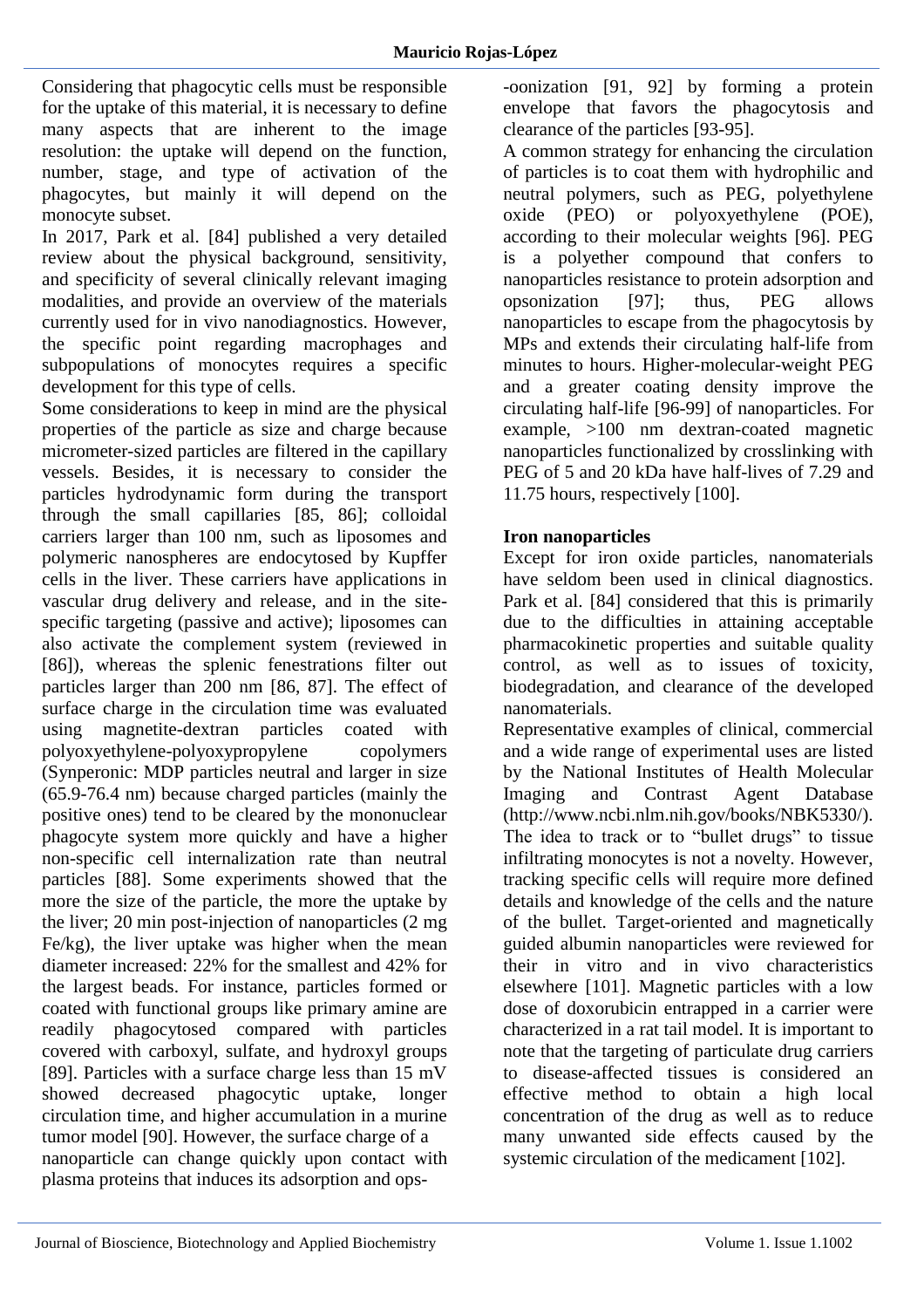Considering that phagocytic cells must be responsible for the uptake of this material, it is necessary to define many aspects that are inherent to the image resolution: the uptake will depend on the function, number, stage, and type of activation of the phagocytes, but mainly it will depend on the monocyte subset.

In 2017, Park et al. [84] published a very detailed review about the physical background, sensitivity, and specificity of several clinically relevant imaging modalities, and provide an overview of the materials currently used for in vivo nanodiagnostics. However, the specific point regarding macrophages and subpopulations of monocytes requires a specific development for this type of cells.

Some considerations to keep in mind are the physical properties of the particle as size and charge because micrometer-sized particles are filtered in the capillary vessels. Besides, it is necessary to consider the particles hydrodynamic form during the transport through the small capillaries [85, 86]; colloidal carriers larger than 100 nm, such as liposomes and polymeric nanospheres are endocytosed by Kupffer cells in the liver. These carriers have applications in vascular drug delivery and release, and in the site-specific targeting (passive and active); liposomes can also activate the complement system (reviewed in [86]), whereas the splenic fenestrations filter out particles larger than 200 nm [86, 87]. The effect of surface charge in the circulation time was evaluated using magnetite-dextran particles coated with polyoxyethylene-polyoxypropylene copolymers (Synperonic: MDP particles neutral and larger in size (65.9-76.4 nm) because charged particles (mainly the positive ones) tend to be cleared by the mononuclear phagocyte system more quickly and have a higher non-specific cell internalization rate than neutral particles [88]. Some experiments showed that the more the size of the particle, the more the uptake by the liver; 20 min post-injection of nanoparticles (2 mg Fe/kg), the liver uptake was higher when the mean diameter increased: 22% for the smallest and 42% for the largest beads. For instance, particles formed or coated with functional groups like primary amine are readily phagocytosed compared with particles covered with carboxyl, sulfate, and hydroxyl groups [89]. Particles with a surface charge less than 15 mV showed decreased phagocytic uptake, longer circulation time, and higher accumulation in a murine tumor model [90]. However, the surface charge of a nanoparticle can change quickly upon contact with plasma proteins that induces its adsorption and opsonization [91, 92] by forming a protein envelope that favors the phagocytosis and clearance of the particles [93-95].

A common strategy for enhancing the circulation of particles is to coat them with hydrophilic and neutral polymers, such as PEG, polyethylene oxide (PEO) or polyoxyethylene (POE), according to their molecular weights [96]. PEG is a polyether compound that confers to nanoparticles resistance to protein adsorption and opsonization [97]; thus, PEG allows nanoparticles to escape from the phagocytosis by MPs and extends their circulating half-life from minutes to hours. Higher-molecular-weight PEG and a greater coating density improve the circulating half-life [96-99] of nanoparticles. For example, >100 nm dextran-coated magnetic nanoparticles functionalized by crosslinking with PEG of 5 and 20 kDa have half-lives of 7.29 and 11.75 hours, respectively [100].

**Iron nanoparticles**

Except for iron oxide particles, nanomaterials have seldom been used in clinical diagnostics. Park et al. [84] considered that this is primarily due to the difficulties in attaining acceptable pharmacokinetic properties and suitable quality control, as well as to issues of toxicity, biodegradation, and clearance of the developed nanomaterials.

Representative examples of clinical, commercial and a wide range of experimental uses are listed by the National Institutes of Health Molecular Imaging and Contrast Agent Database (http://www.ncbi.nlm.nih.gov/books/NBK5330/). The idea to track or to "bullet drugs" to tissue infiltrating monocytes is not a novelty. However, tracking specific cells will require more defined details and knowledge of the cells and the nature of the bullet. Target-oriented and magnetically guided albumin nanoparticles were reviewed for their in vitro and in vivo characteristics elsewhere [101]. Magnetic particles with a low dose of doxorubicin entrapped in a carrier were characterized in a rat tail model. It is important to note that the targeting of particulate drug carriers to disease-affected tissues is considered an effective method to obtain a high local concentration of the drug as well as to reduce many unwanted side effects caused by the systemic circulation of the medicament [102].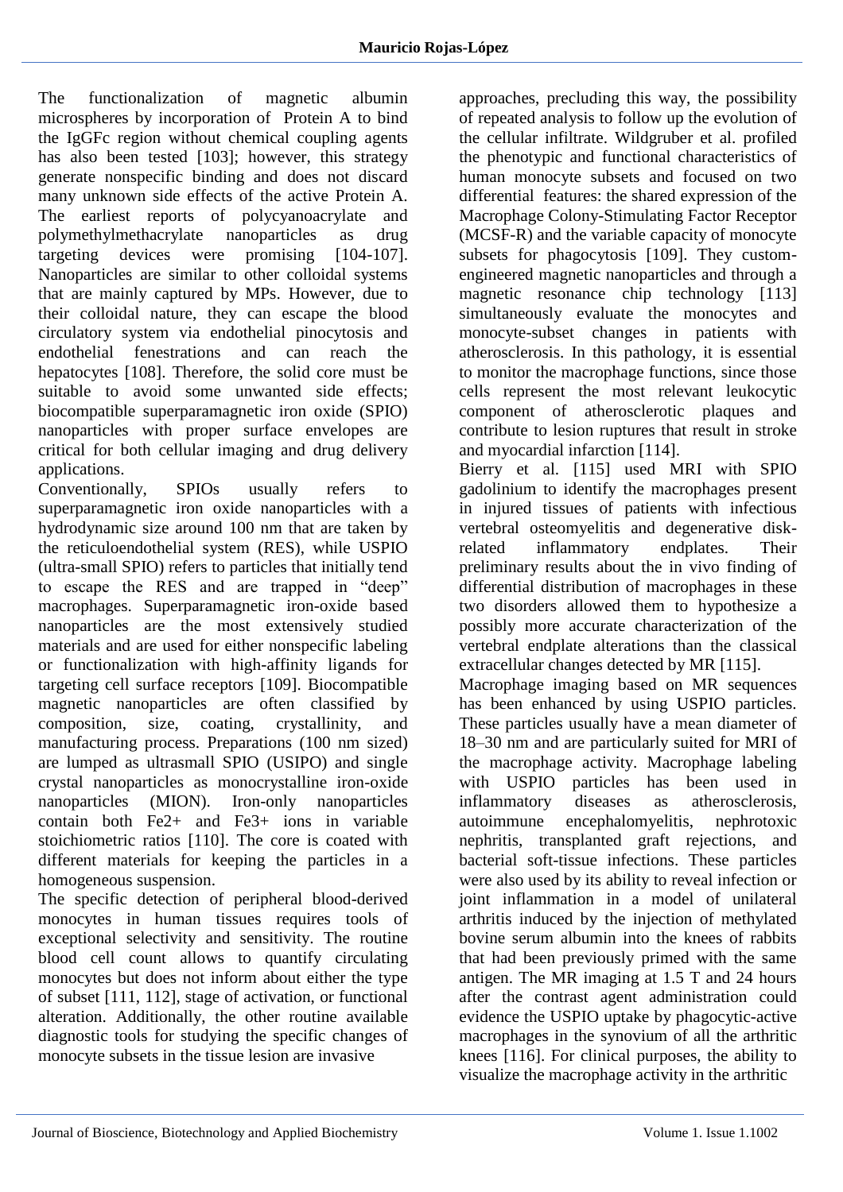The functionalization of magnetic albumin microspheres by incorporation of Protein A to bind the IgGFc region without chemical coupling agents has also been tested [103]; however, this strategy generate nonspecific binding and does not discard many unknown side effects of the active Protein A. The earliest reports of polycyanoacrylate and polymethylmethacrylate nanoparticles as drug targeting devices were promising [104-107]. Nanoparticles are similar to other colloidal systems that are mainly captured by MPs. However, due to their colloidal nature, they can escape the blood circulatory system via endothelial pinocytosis and endothelial fenestrations and can reach the hepatocytes [108]. Therefore, the solid core must be suitable to avoid some unwanted side effects; biocompatible superparamagnetic iron oxide (SPIO) nanoparticles with proper surface envelopes are critical for both cellular imaging and drug delivery applications.

Conventionally, SPIOs usually refers to superparamagnetic iron oxide nanoparticles with a hydrodynamic size around 100 nm that are taken by the reticuloendothelial system (RES), while USPIO (ultra-small SPIO) refers to particles that initially tend to escape the RES and are trapped in "deep" macrophages. Superparamagnetic iron-oxide based nanoparticles are the most extensively studied materials and are used for either nonspecific labeling or functionalization with high-affinity ligands for targeting cell surface receptors [109]. Biocompatible magnetic nanoparticles are often classified by composition, size, coating, crystallinity, and manufacturing process. Preparations (100 nm sized) are lumped as ultrasmall SPIO (USIPO) and single crystal nanoparticles as monocrystalline iron-oxide nanoparticles (MION). Iron-only nanoparticles contain both $Fe^{2+}$ and $Fe^{3+}$ ions in variable stoichiometric ratios [110]. The core is coated with different materials for keeping the particles in a homogeneous suspension.

The specific detection of peripheral blood-derived monocytes in human tissues requires tools of exceptional selectivity and sensitivity. The routine blood cell count allows to quantify circulating monocytes but does not inform about either the type of subset [111, 112], stage of activation, or functional alteration. Additionally, the other routine available diagnostic tools for studying the specific changes of monocyte subsets in the tissue lesion are invasive approaches, precluding this way, the possibility of repeated analysis to follow up the evolution of the cellular infiltrate. Wildgruber et al. profiled the phenotypic and functional characteristics of human monocyte subsets and focused on two differential features: the shared expression of the Macrophage Colony-Stimulating Factor Receptor (MCSF-R) and the variable capacity of monocyte subsets for phagocytosis [109]. They custom-engineered magnetic nanoparticles and through a magnetic resonance chip technology [113] simultaneously evaluate the monocytes and monocyte-subset changes in patients with atherosclerosis. In this pathology, it is essential to monitor the macrophage functions, since those cells represent the most relevant leukocytic component of atherosclerotic plaques and contribute to lesion ruptures that result in stroke and myocardial infarction [114].

Bierry et al. [115] used MRI with SPIO gadolinium to identify the macrophages present in injured tissues of patients with infectious vertebral osteomyelitis and degenerative disk-related inflammatory endplates. Their preliminary results about the in vivo finding of differential distribution of macrophages in these two disorders allowed them to hypothesize a possibly more accurate characterization of the vertebral endplate alterations than the classical extracellular changes detected by MR [115].

Macrophage imaging based on MR sequences has been enhanced by using USPIO particles. These particles usually have a mean diameter of 18–30 nm and are particularly suited for MRI of the macrophage activity. Macrophage labeling with USPIO particles has been used in inflammatory diseases as atherosclerosis, autoimmune encephalomyelitis, nephrotoxic nephritis, transplanted graft rejections, and bacterial soft-tissue infections. These particles were also used by its ability to reveal infection or joint inflammation in a model of unilateral arthritis induced by the injection of methylated bovine serum albumin into the knees of rabbits that had been previously primed with the same antigen. The MR imaging at 1.5 T and 24 hours after the contrast agent administration could evidence the USPIO uptake by phagocytic-active macrophages in the synovium of all the arthritic knees [116]. For clinical purposes, the ability to visualize the macrophage activity in the arthritic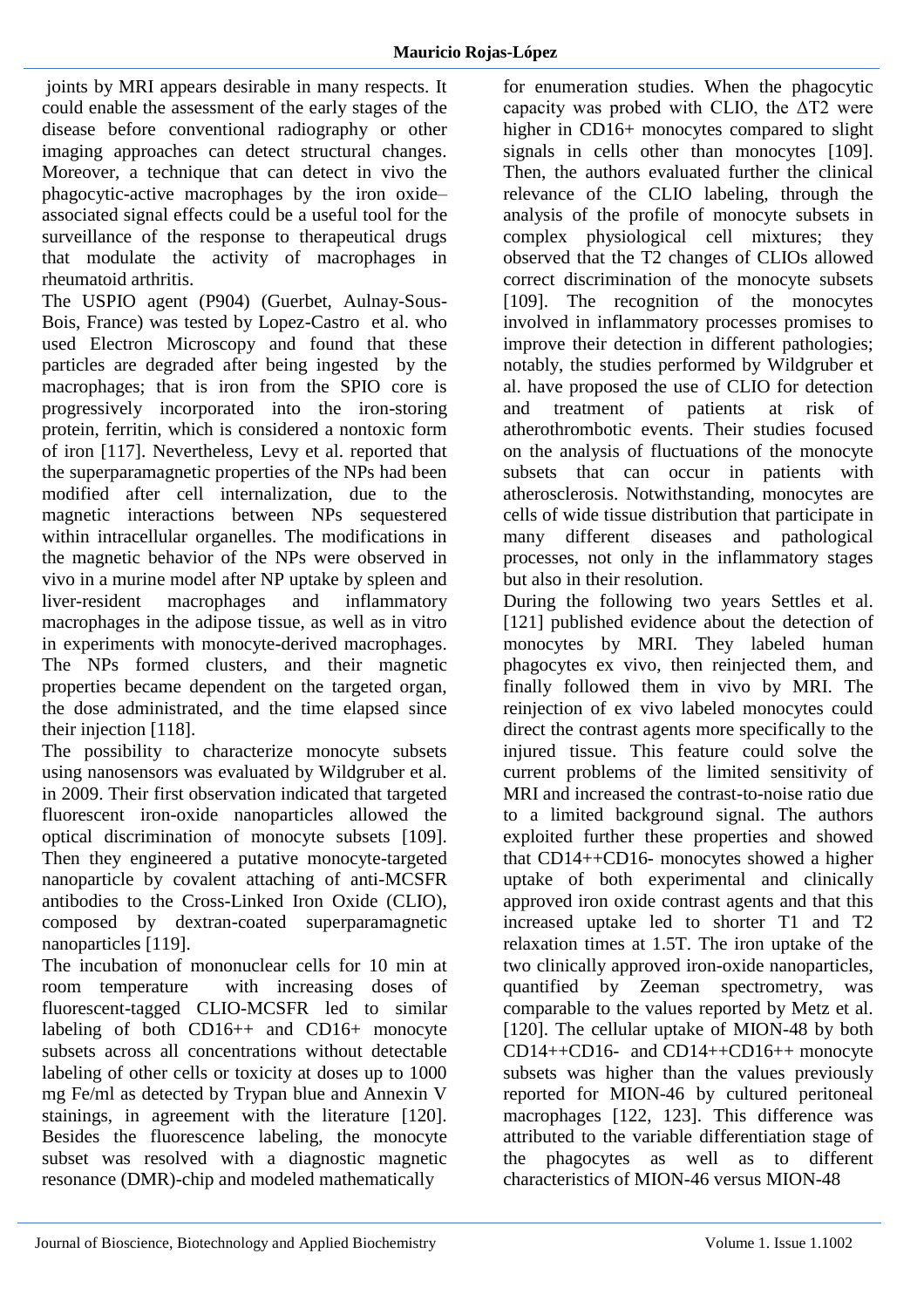joints by MRI appears desirable in many respects. It could enable the assessment of the early stages of the disease before conventional radiography or other imaging approaches can detect structural changes. Moreover, a technique that can detect in vivo the phagocytic-active macrophages by the iron oxide–associated signal effects could be a useful tool for the surveillance of the response to therapeutical drugs that modulate the activity of macrophages in rheumatoid arthritis.

The USPIO agent (P904) (Guerbet, Aulnay-Sous-Bois, France) was tested by Lopez-Castro et al. who used Electron Microscopy and found that these particles are degraded after being ingested by the macrophages; that is iron from the SPIO core is progressively incorporated into the iron-storing protein, ferritin, which is considered a nontoxic form of iron [117]. Nevertheless, Levy et al. reported that the superparamagnetic properties of the NPs had been modified after cell internalization, due to the magnetic interactions between NPs sequestered within intracellular organelles. The modifications in the magnetic behavior of the NPs were observed in vivo in a murine model after NP uptake by spleen and liver-resident macrophages and inflammatory macrophages in the adipose tissue, as well as in vitro in experiments with monocyte-derived macrophages. The NPs formed clusters, and their magnetic properties became dependent on the targeted organ, the dose administrated, and the time elapsed since their injection [118].

The possibility to characterize monocyte subsets using nanosensors was evaluated by Wildgruber et al. in 2009. Their first observation indicated that targeted fluorescent iron-oxide nanoparticles allowed the optical discrimination of monocyte subsets [109]. Then they engineered a putative monocyte-targeted nanoparticle by covalent attaching of anti-MCSFR antibodies to the Cross-Linked Iron Oxide (CLIO), composed by dextran-coated superparamagnetic nanoparticles [119].

The incubation of mononuclear cells for 10 min at room temperature with increasing doses of fluorescent-tagged CLIO-MCSFR led to similar labeling of both CD16++ and CD16+ monocyte subsets across all concentrations without detectable labeling of other cells or toxicity at doses up to 1000 mg Fe/ml as detected by Trypan blue and Annexin V stainings, in agreement with the literature [120]. Besides the fluorescence labeling, the monocyte subset was resolved with a diagnostic magnetic resonance (DMR)-chip and modeled mathematically for enumeration studies. When the phagocytic capacity was probed with CLIO, the ΔT2 were higher in CD16+ monocytes compared to slight signals in cells other than monocytes [109]. Then, the authors evaluated further the clinical relevance of the CLIO labeling, through the analysis of the profile of monocyte subsets in complex physiological cell mixtures; they observed that the T2 changes of CLIOs allowed correct discrimination of the monocyte subsets [109]. The recognition of the monocytes involved in inflammatory processes promises to improve their detection in different pathologies; notably, the studies performed by Wildgruber et al. have proposed the use of CLIO for detection and treatment of patients at risk of atherothrombotic events. Their studies focused on the analysis of fluctuations of the monocyte subsets that can occur in patients with atherosclerosis. Notwithstanding, monocytes are cells of wide tissue distribution that participate in many different diseases and pathological processes, not only in the inflammatory stages but also in their resolution.

During the following two years Settles et al. [121] published evidence about the detection of monocytes by MRI. They labeled human phagocytes ex vivo, then reinjected them, and finally followed them in vivo by MRI. The reinjection of ex vivo labeled monocytes could direct the contrast agents more specifically to the injured tissue. This feature could solve the current problems of the limited sensitivity of MRI and increased the contrast-to-noise ratio due to a limited background signal. The authors exploited further these properties and showed that CD14++CD16- monocytes showed a higher uptake of both experimental and clinically approved iron oxide contrast agents and that this increased uptake led to shorter T1 and T2 relaxation times at 1.5T. The iron uptake of the two clinically approved iron-oxide nanoparticles, quantified by Zeeman spectrometry, was comparable to the values reported by Metz et al. [120]. The cellular uptake of MION-48 by both CD14++CD16- and CD14++CD16++ monocyte subsets was higher than the values previously reported for MION-46 by cultured peritoneal macrophages [122, 123]. This difference was attributed to the variable differentiation stage of the phagocytes as well as to different characteristics of MION-46 versus MION-48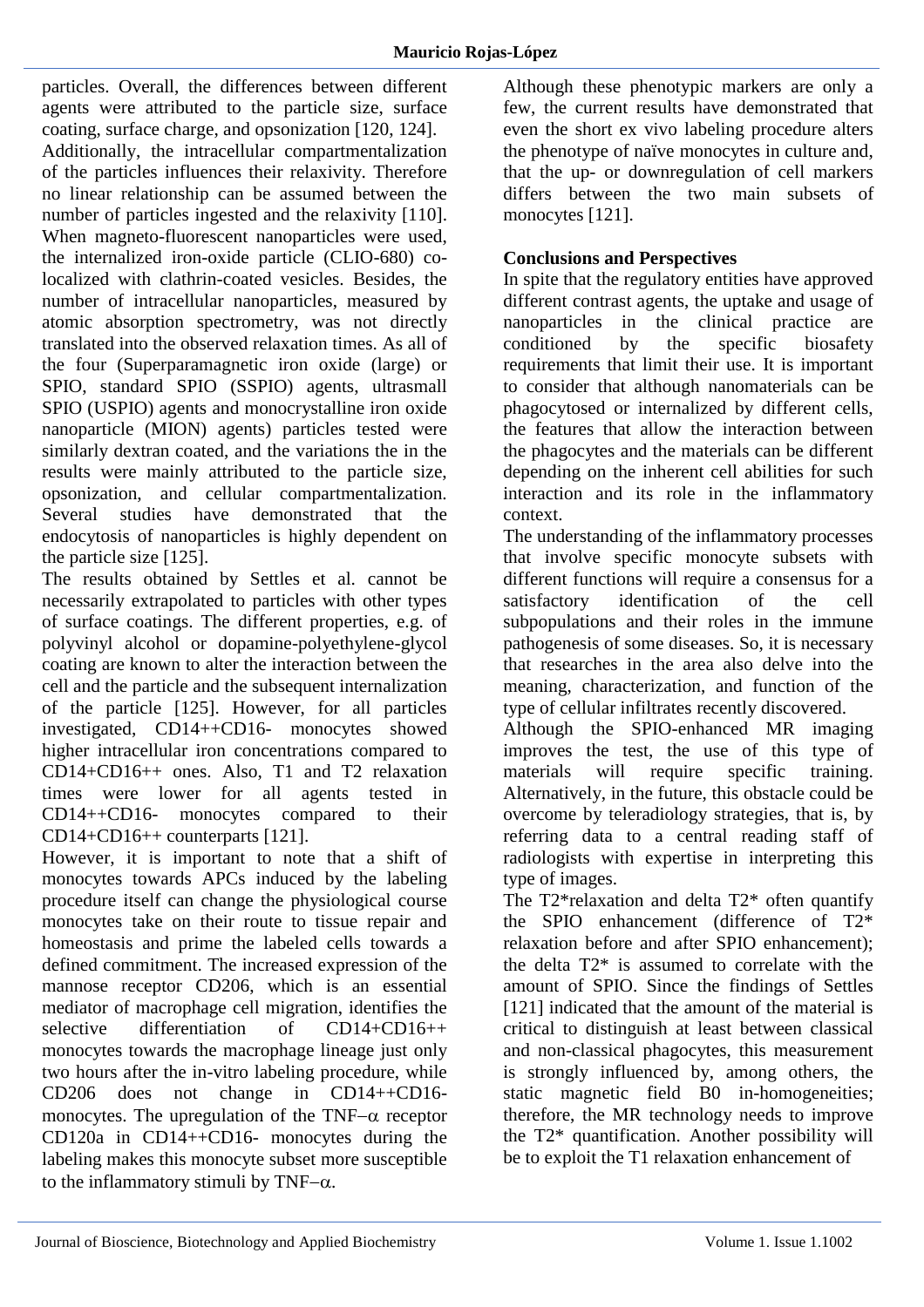particles. Overall, the differences between different agents were attributed to the particle size, surface coating, surface charge, and opsonization [120, 124].

Additionally, the intracellular compartmentalization of the particles influences their relaxivity. Therefore no linear relationship can be assumed between the number of particles ingested and the relaxivity [110]. When magneto-fluorescent nanoparticles were used, the internalized iron-oxide particle (CLIO-680) co-localized with clathrin-coated vesicles. Besides, the number of intracellular nanoparticles, measured by atomic absorption spectrometry, was not directly translated into the observed relaxation times. As all of the four (Superparamagnetic iron oxide (large) or SPIO, standard SPIO (SSPIO) agents, ultrasmall SPIO (USPIO) agents and monocrystalline iron oxide nanoparticle (MION) agents) particles tested were similarly dextran coated, and the variations the in the results were mainly attributed to the particle size, opsonization, and cellular compartmentalization. Several studies have demonstrated that the endocytosis of nanoparticles is highly dependent on the particle size [125].

The results obtained by Settles et al. cannot be necessarily extrapolated to particles with other types of surface coatings. The different properties, e.g. of polyvinyl alcohol or dopamine-polyethylene-glycol coating are known to alter the interaction between the cell and the particle and the subsequent internalization of the particle [125]. However, for all particles investigated, CD14++CD16- monocytes showed higher intracellular iron concentrations compared to CD14+CD16++ ones. Also, T1 and T2 relaxation times were lower for all agents tested in CD14++CD16- monocytes compared to their CD14+CD16++ counterparts [121].

However, it is important to note that a shift of monocytes towards APCs induced by the labeling procedure itself can change the physiological course monocytes take on their route to tissue repair and homeostasis and prime the labeled cells towards a defined commitment. The increased expression of the mannose receptor CD206, which is an essential mediator of macrophage cell migration, identifies the selective differentiation of CD14+CD16++ monocytes towards the macrophage lineage just only two hours after the in-vitro labeling procedure, while CD206 does not change in CD14++CD16- monocytes. The upregulation of the TNF$-\alpha$ receptor CD120a in CD14++CD16- monocytes during the labeling makes this monocyte subset more susceptible to the inflammatory stimuli by TNF$-\alpha$. Although these phenotypic markers are only a few, the current results have demonstrated that even the short ex vivo labeling procedure alters the phenotype of naïve monocytes in culture and, that the up- or downregulation of cell markers differs between the two main subsets of monocytes [121].

**Conclusions and Perspectives**

In spite that the regulatory entities have approved different contrast agents, the uptake and usage of nanoparticles in the clinical practice are conditioned by the specific biosafety requirements that limit their use. It is important to consider that although nanomaterials can be phagocytosed or internalized by different cells, the features that allow the interaction between the phagocytes and the materials can be different depending on the inherent cell abilities for such interaction and its role in the inflammatory context.

The understanding of the inflammatory processes that involve specific monocyte subsets with different functions will require a consensus for a satisfactory identification of the cell subpopulations and their roles in the immune pathogenesis of some diseases. So, it is necessary that researches in the area also delve into the meaning, characterization, and function of the type of cellular infiltrates recently discovered.

Although the SPIO-enhanced MR imaging improves the test, the use of this type of materials will require specific training. Alternatively, in the future, this obstacle could be overcome by teleradiology strategies, that is, by referring data to a central reading staff of radiologists with expertise in interpreting this type of images.

The T2*relaxation and delta T2* often quantify the SPIO enhancement (difference of T2* relaxation before and after SPIO enhancement); the delta T2* is assumed to correlate with the amount of SPIO. Since the findings of Settles [121] indicated that the amount of the material is critical to distinguish at least between classical and non-classical phagocytes, this measurement is strongly influenced by, among others, the static magnetic field B0 in-homogeneities; therefore, the MR technology needs to improve the T2* quantification. Another possibility will be to exploit the T1 relaxation enhancement of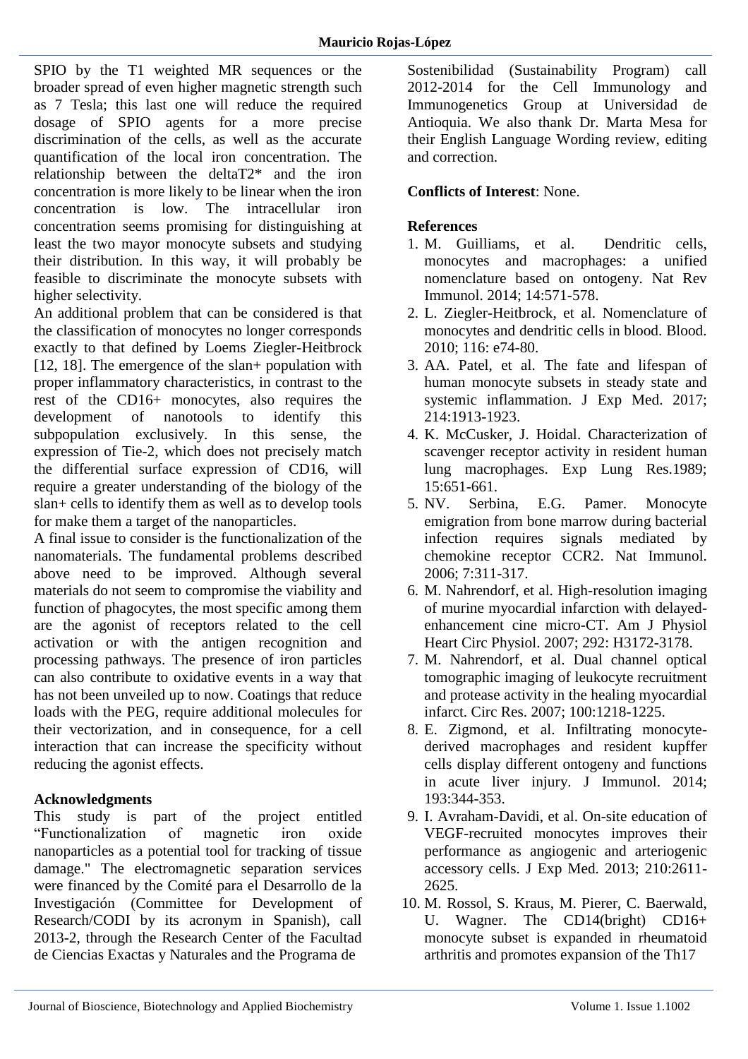SPIO by the T1 weighted MR sequences or the broader spread of even higher magnetic strength such as 7 Tesla; this last one will reduce the required dosage of SPIO agents for a more precise discrimination of the cells, as well as the accurate quantification of the local iron concentration. The relationship between the deltaT2* and the iron concentration is more likely to be linear when the iron concentration is low. The intracellular iron concentration seems promising for distinguishing at least the two mayor monocyte subsets and studying their distribution. In this way, it will probably be feasible to discriminate the monocyte subsets with higher selectivity.

An additional problem that can be considered is that the classification of monocytes no longer corresponds exactly to that defined by Loems Ziegler-Heitbrock [12, 18]. The emergence of the slan+ population with proper inflammatory characteristics, in contrast to the rest of the CD16+ monocytes, also requires the development of nanotools to identify this subpopulation exclusively. In this sense, the expression of Tie-2, which does not precisely match the differential surface expression of CD16, will require a greater understanding of the biology of the slan+ cells to identify them as well as to develop tools for make them a target of the nanoparticles.

A final issue to consider is the functionalization of the nanomaterials. The fundamental problems described above need to be improved. Although several materials do not seem to compromise the viability and function of phagocytes, the most specific among them are the agonist of receptors related to the cell activation or with the antigen recognition and processing pathways. The presence of iron particles can also contribute to oxidative events in a way that has not been unveiled up to now. Coatings that reduce loads with the PEG, require additional molecules for their vectorization, and in consequence, for a cell interaction that can increase the specificity without reducing the agonist effects.

## Acknowledgments

This study is part of the project entitled "Functionalization of magnetic iron oxide nanoparticles as a potential tool for tracking of tissue damage." The electromagnetic separation services were financed by the Comité para el Desarrollo de la Investigación (Committee for Development of Research/CODI by its acronym in Spanish), call 2013-2, through the Research Center of the Facultad de Ciencias Exactas y Naturales and the Programa de Sostenibilidad (Sustainability Program) call 2012-2014 for the Cell Immunology and Immunogenetics Group at Universidad de Antioquia. We also thank Dr. Marta Mesa for their English Language Wording review, editing and correction.

**Conflicts of Interest**: None.

## References

1. M. Guilliams, et al. Dendritic cells, monocytes and macrophages: a unified nomenclature based on ontogeny. Nat Rev Immunol. 2014; 14:571-578.
2. L. Ziegler-Heitbrock, et al. Nomenclature of monocytes and dendritic cells in blood. Blood. 2010; 116: e74-80.
3. AA. Patel, et al. The fate and lifespan of human monocyte subsets in steady state and systemic inflammation. J Exp Med. 2017; 214:1913-1923.
4. K. McCusker, J. Hoidal. Characterization of scavenger receptor activity in resident human lung macrophages. Exp Lung Res.1989; 15:651-661.
5. NV. Serbina, E.G. Pamer. Monocyte emigration from bone marrow during bacterial infection requires signals mediated by chemokine receptor CCR2. Nat Immunol. 2006; 7:311-317.
6. M. Nahrendorf, et al. High-resolution imaging of murine myocardial infarction with delayed-enhancement cine micro-CT. Am J Physiol Heart Circ Physiol. 2007; 292: H3172-3178.
7. M. Nahrendorf, et al. Dual channel optical tomographic imaging of leukocyte recruitment and protease activity in the healing myocardial infarct. Circ Res. 2007; 100:1218-1225.
8. E. Zigmond, et al. Infiltrating monocyte-derived macrophages and resident kupffer cells display different ontogeny and functions in acute liver injury. J Immunol. 2014; 193:344-353.
9. I. Avraham-Davidi, et al. On-site education of VEGF-recruited monocytes improves their performance as angiogenic and arteriogenic accessory cells. J Exp Med. 2013; 210:2611-2625.
10. M. Rossol, S. Kraus, M. Pierer, C. Baerwald, U. Wagner. The CD14(bright) CD16+ monocyte subset is expanded in rheumatoid arthritis and promotes expansion of the Th17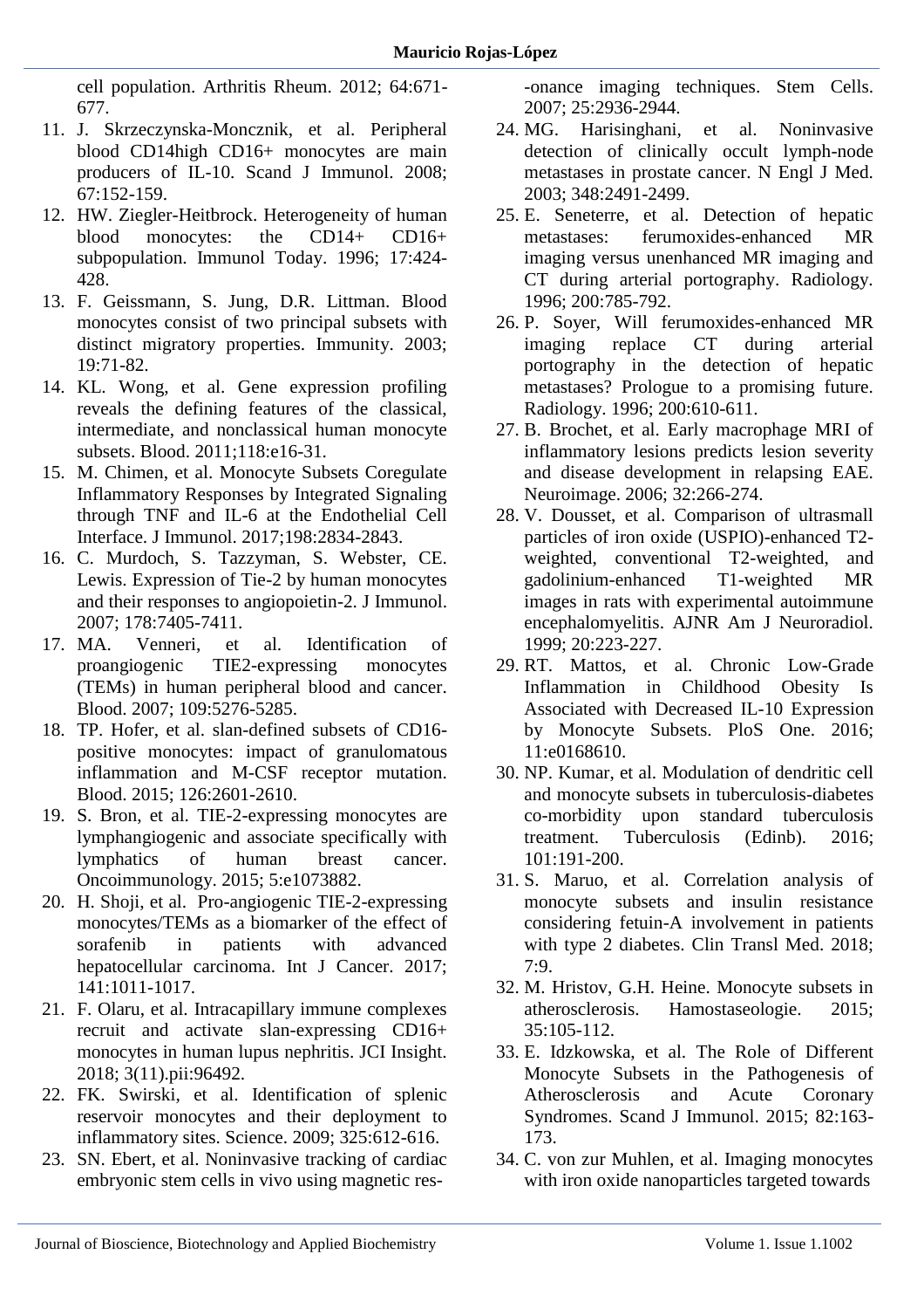cell population. Arthritis Rheum. 2012; 64:671-677.

11. J. Skrzeczynska-Moncznik, et al. Peripheral blood CD14high CD16+ monocytes are main producers of IL-10. Scand J Immunol. 2008; 67:152-159.
12. HW. Ziegler-Heitbrock. Heterogeneity of human blood monocytes: the CD14+ CD16+ subpopulation. Immunol Today. 1996; 17:424-428.
13. F. Geissmann, S. Jung, D.R. Littman. Blood monocytes consist of two principal subsets with distinct migratory properties. Immunity. 2003; 19:71-82.
14. KL. Wong, et al. Gene expression profiling reveals the defining features of the classical, intermediate, and nonclassical human monocyte subsets. Blood. 2011;118:e16-31.
15. M. Chimen, et al. Monocyte Subsets Coregulate Inflammatory Responses by Integrated Signaling through TNF and IL-6 at the Endothelial Cell Interface. J Immunol. 2017;198:2834-2843.
16. C. Murdoch, S. Tazzyman, S. Webster, CE. Lewis. Expression of Tie-2 by human monocytes and their responses to angiopoietin-2. J Immunol. 2007; 178:7405-7411.
17. MA. Venneri, et al. Identification of proangiogenic TIE2-expressing monocytes (TEMs) in human peripheral blood and cancer. Blood. 2007; 109:5276-5285.
18. TP. Hofer, et al. slan-defined subsets of CD16-positive monocytes: impact of granulomatous inflammation and M-CSF receptor mutation. Blood. 2015; 126:2601-2610.
19. S. Bron, et al. TIE-2-expressing monocytes are lymphangiogenic and associate specifically with lymphatics of human breast cancer. Oncoimmunology. 2015; 5:e1073882.
20. H. Shoji, et al. Pro-angiogenic TIE-2-expressing monocytes/TEMs as a biomarker of the effect of sorafenib in patients with advanced hepatocellular carcinoma. Int J Cancer. 2017; 141:1011-1017.
21. F. Olaru, et al. Intracapillary immune complexes recruit and activate slan-expressing CD16+ monocytes in human lupus nephritis. JCI Insight. 2018; 3(11).pii:96492.
22. FK. Swirski, et al. Identification of splenic reservoir monocytes and their deployment to inflammatory sites. Science. 2009; 325:612-616.
23. SN. Ebert, et al. Noninvasive tracking of cardiac embryonic stem cells in vivo using magnetic resonance imaging techniques. Stem Cells. 2007; 25:2936-2944.
24. MG. Harisinghani, et al. Noninvasive detection of clinically occult lymph-node metastases in prostate cancer. N Engl J Med. 2003; 348:2491-2499.
25. E. Seneterre, et al. Detection of hepatic metastases: ferumoxides-enhanced MR imaging versus unenhanced MR imaging and CT during arterial portography. Radiology. 1996; 200:785-792.
26. P. Soyer, Will ferumoxides-enhanced MR imaging replace CT during arterial portography in the detection of hepatic metastases? Prologue to a promising future. Radiology. 1996; 200:610-611.
27. B. Brochet, et al. Early macrophage MRI of inflammatory lesions predicts lesion severity and disease development in relapsing EAE. Neuroimage. 2006; 32:266-274.
28. V. Dousset, et al. Comparison of ultrasmall particles of iron oxide (USPIO)-enhanced T2-weighted, conventional T2-weighted, and gadolinium-enhanced T1-weighted MR images in rats with experimental autoimmune encephalomyelitis. AJNR Am J Neuroradiol. 1999; 20:223-227.
29. RT. Mattos, et al. Chronic Low-Grade Inflammation in Childhood Obesity Is Associated with Decreased IL-10 Expression by Monocyte Subsets. PloS One. 2016; 11:e0168610.
30. NP. Kumar, et al. Modulation of dendritic cell and monocyte subsets in tuberculosis-diabetes co-morbidity upon standard tuberculosis treatment. Tuberculosis (Edinb). 2016; 101:191-200.
31. S. Maruo, et al. Correlation analysis of monocyte subsets and insulin resistance considering fetuin-A involvement in patients with type 2 diabetes. Clin Transl Med. 2018; 7:9.
32. M. Hristov, G.H. Heine. Monocyte subsets in atherosclerosis. Hamostaseologie. 2015; 35:105-112.
33. E. Idzkowska, et al. The Role of Different Monocyte Subsets in the Pathogenesis of Atherosclerosis and Acute Coronary Syndromes. Scand J Immunol. 2015; 82:163-173.
34. C. von zur Muhlen, et al. Imaging monocytes with iron oxide nanoparticles targeted towards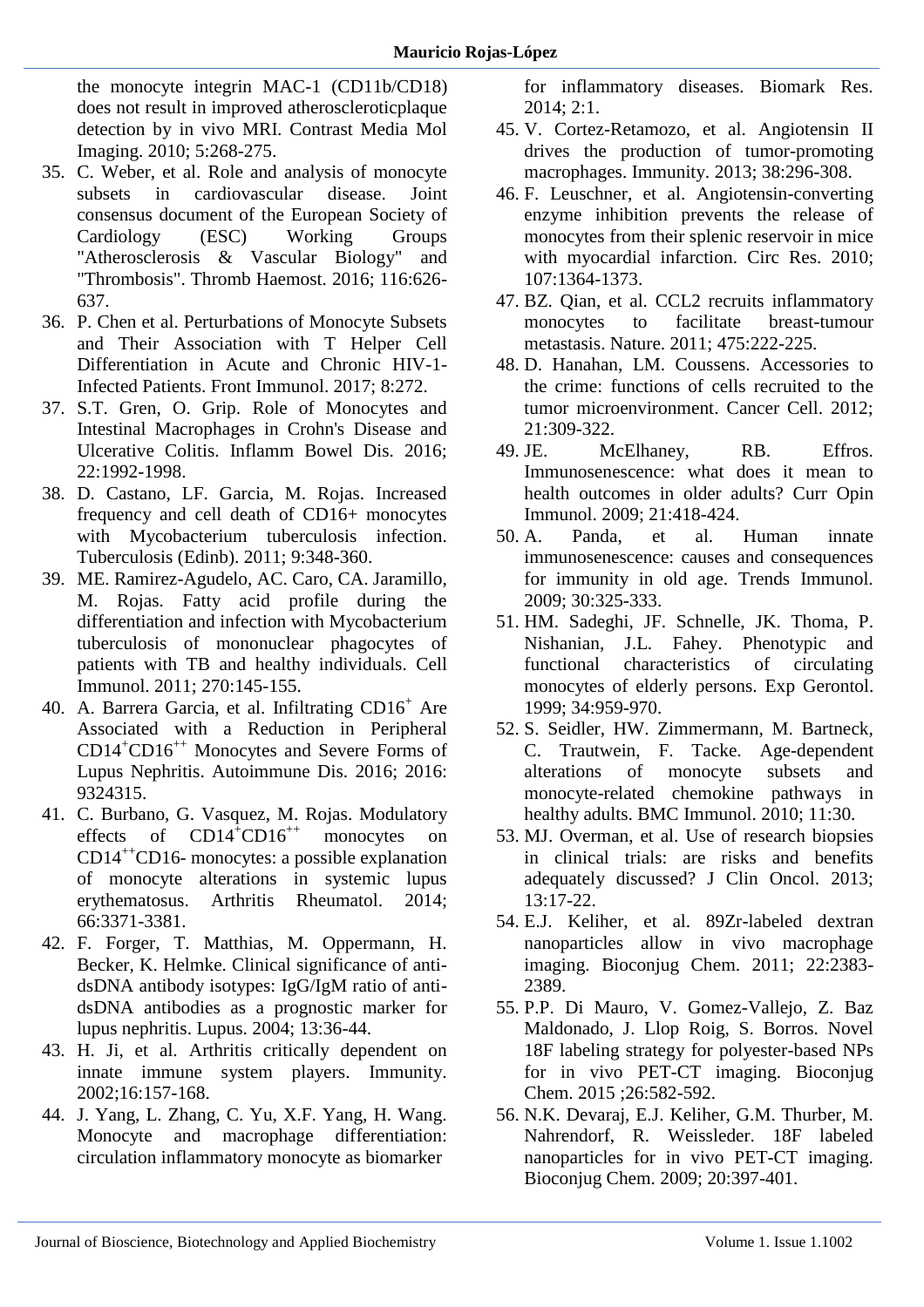the monocyte integrin MAC-1 (CD11b/CD18) does not result in improved atheroscleroticplaque detection by in vivo MRI. Contrast Media Mol Imaging. 2010; 5:268-275.

35. C. Weber, et al. Role and analysis of monocyte subsets in cardiovascular disease. Joint consensus document of the European Society of Cardiology (ESC) Working Groups "Atherosclerosis & Vascular Biology" and "Thrombosis". Thromb Haemost. 2016; 116:626-637.
36. P. Chen et al. Perturbations of Monocyte Subsets and Their Association with T Helper Cell Differentiation in Acute and Chronic HIV-1-Infected Patients. Front Immunol. 2017; 8:272.
37. S.T. Gren, O. Grip. Role of Monocytes and Intestinal Macrophages in Crohn's Disease and Ulcerative Colitis. Inflamm Bowel Dis. 2016; 22:1992-1998.
38. D. Castano, LF. Garcia, M. Rojas. Increased frequency and cell death of CD16+ monocytes with Mycobacterium tuberculosis infection. Tuberculosis (Edinb). 2011; 9:348-360.
39. ME. Ramirez-Agudelo, AC. Caro, CA. Jaramillo, M. Rojas. Fatty acid profile during the differentiation and infection with Mycobacterium tuberculosis of mononuclear phagocytes of patients with TB and healthy individuals. Cell Immunol. 2011; 270:145-155.
40. A. Barrera Garcia, et al. Infiltrating $CD16^{+}$ Are Associated with a Reduction in Peripheral $CD14^{+}CD16^{++}$ Monocytes and Severe Forms of Lupus Nephritis. Autoimmune Dis. 2016; 2016: 9324315.
41. C. Burbano, G. Vasquez, M. Rojas. Modulatory effects of $CD14^{+}CD16^{++}$ monocytes on $CD14^{++}CD16$- monocytes: a possible explanation of monocyte alterations in systemic lupus erythematosus. Arthritis Rheumatol. 2014; 66:3371-3381.
42. F. Forger, T. Matthias, M. Oppermann, H. Becker, K. Helmke. Clinical significance of anti-dsDNA antibody isotypes: IgG/IgM ratio of anti-dsDNA antibodies as a prognostic marker for lupus nephritis. Lupus. 2004; 13:36-44.
43. H. Ji, et al. Arthritis critically dependent on innate immune system players. Immunity. 2002;16:157-168.
44. J. Yang, L. Zhang, C. Yu, X.F. Yang, H. Wang. Monocyte and macrophage differentiation: circulation inflammatory monocyte as biomarker for inflammatory diseases. Biomark Res. 2014; 2:1.
45. V. Cortez-Retamozo, et al. Angiotensin II drives the production of tumor-promoting macrophages. Immunity. 2013; 38:296-308.
46. F. Leuschner, et al. Angiotensin-converting enzyme inhibition prevents the release of monocytes from their splenic reservoir in mice with myocardial infarction. Circ Res. 2010; 107:1364-1373.
47. BZ. Qian, et al. CCL2 recruits inflammatory monocytes to facilitate breast-tumour metastasis. Nature. 2011; 475:222-225.
48. D. Hanahan, LM. Coussens. Accessories to the crime: functions of cells recruited to the tumor microenvironment. Cancer Cell. 2012; 21:309-322.
49. JE. McElhaney, RB. Effros. Immunosenescence: what does it mean to health outcomes in older adults? Curr Opin Immunol. 2009; 21:418-424.
50. A. Panda, et al. Human innate immunosenescence: causes and consequences for immunity in old age. Trends Immunol. 2009; 30:325-333.
51. HM. Sadeghi, JF. Schnelle, JK. Thoma, P. Nishanian, J.L. Fahey. Phenotypic and functional characteristics of circulating monocytes of elderly persons. Exp Gerontol. 1999; 34:959-970.
52. S. Seidler, HW. Zimmermann, M. Bartneck, C. Trautwein, F. Tacke. Age-dependent alterations of monocyte subsets and monocyte-related chemokine pathways in healthy adults. BMC Immunol. 2010; 11:30.
53. MJ. Overman, et al. Use of research biopsies in clinical trials: are risks and benefits adequately discussed? J Clin Oncol. 2013; 13:17-22.
54. E.J. Keliher, et al. 89Zr-labeled dextran nanoparticles allow in vivo macrophage imaging. Bioconjug Chem. 2011; 22:2383-2389.
55. P.P. Di Mauro, V. Gomez-Vallejo, Z. Baz Maldonado, J. Llop Roig, S. Borros. Novel 18F labeling strategy for polyester-based NPs for in vivo PET-CT imaging. Bioconjug Chem. 2015 ;26:582-592.
56. N.K. Devaraj, E.J. Keliher, G.M. Thurber, M. Nahrendorf, R. Weissleder. 18F labeled nanoparticles for in vivo PET-CT imaging. Bioconjug Chem. 2009; 20:397-401.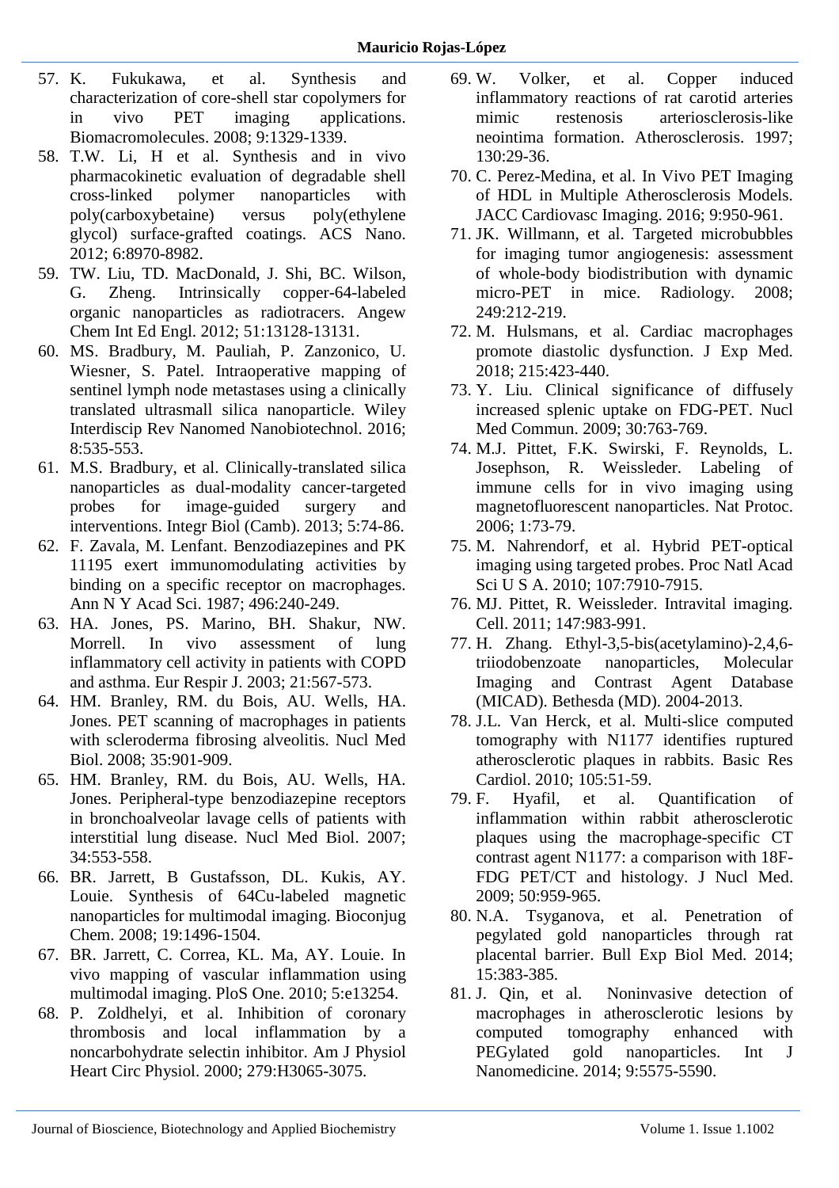57. K. Fukukawa, et al. Synthesis and characterization of core-shell star copolymers for in vivo PET imaging applications. Biomacromolecules. 2008; 9:1329-1339.
58. T.W. Li, H et al. Synthesis and in vivo pharmacokinetic evaluation of degradable shell cross-linked polymer nanoparticles with poly(carboxybetaine) versus poly(ethylene glycol) surface-grafted coatings. ACS Nano. 2012; 6:8970-8982.
59. TW. Liu, TD. MacDonald, J. Shi, BC. Wilson, G. Zheng. Intrinsically copper-64-labeled organic nanoparticles as radiotracers. Angew Chem Int Ed Engl. 2012; 51:13128-13131.
60. MS. Bradbury, M. Pauliah, P. Zanzonico, U. Wiesner, S. Patel. Intraoperative mapping of sentinel lymph node metastases using a clinically translated ultrasmall silica nanoparticle. Wiley Interdiscip Rev Nanomed Nanobiotechnol. 2016; 8:535-553.
61. M.S. Bradbury, et al. Clinically-translated silica nanoparticles as dual-modality cancer-targeted probes for image-guided surgery and interventions. Integr Biol (Camb). 2013; 5:74-86.
62. F. Zavala, M. Lenfant. Benzodiazepines and PK 11195 exert immunomodulating activities by binding on a specific receptor on macrophages. Ann N Y Acad Sci. 1987; 496:240-249.
63. HA. Jones, PS. Marino, BH. Shakur, NW. Morrell. In vivo assessment of lung inflammatory cell activity in patients with COPD and asthma. Eur Respir J. 2003; 21:567-573.
64. HM. Branley, RM. du Bois, AU. Wells, HA. Jones. PET scanning of macrophages in patients with scleroderma fibrosing alveolitis. Nucl Med Biol. 2008; 35:901-909.
65. HM. Branley, RM. du Bois, AU. Wells, HA. Jones. Peripheral-type benzodiazepine receptors in bronchoalveolar lavage cells of patients with interstitial lung disease. Nucl Med Biol. 2007; 34:553-558.
66. BR. Jarrett, B Gustafsson, DL. Kukis, AY. Louie. Synthesis of 64Cu-labeled magnetic nanoparticles for multimodal imaging. Bioconjug Chem. 2008; 19:1496-1504.
67. BR. Jarrett, C. Correa, KL. Ma, AY. Louie. In vivo mapping of vascular inflammation using multimodal imaging. PloS One. 2010; 5:e13254.
68. P. Zoldhelyi, et al. Inhibition of coronary thrombosis and local inflammation by a noncarbohydrate selectin inhibitor. Am J Physiol Heart Circ Physiol. 2000; 279:H3065-3075.
69. W. Volker, et al. Copper induced inflammatory reactions of rat carotid arteries mimic restenosis arteriosclerosis-like neointima formation. Atherosclerosis. 1997; 130:29-36.
70. C. Perez-Medina, et al. In Vivo PET Imaging of HDL in Multiple Atherosclerosis Models. JACC Cardiovasc Imaging. 2016; 9:950-961.
71. JK. Willmann, et al. Targeted microbubbles for imaging tumor angiogenesis: assessment of whole-body biodistribution with dynamic micro-PET in mice. Radiology. 2008; 249:212-219.
72. M. Hulsmans, et al. Cardiac macrophages promote diastolic dysfunction. J Exp Med. 2018; 215:423-440.
73. Y. Liu. Clinical significance of diffusely increased splenic uptake on FDG-PET. Nucl Med Commun. 2009; 30:763-769.
74. M.J. Pittet, F.K. Swirski, F. Reynolds, L. Josephson, R. Weissleder. Labeling of immune cells for in vivo imaging using magnetofluorescent nanoparticles. Nat Protoc. 2006; 1:73-79.
75. M. Nahrendorf, et al. Hybrid PET-optical imaging using targeted probes. Proc Natl Acad Sci U S A. 2010; 107:7910-7915.
76. MJ. Pittet, R. Weissleder. Intravital imaging. Cell. 2011; 147:983-991.
77. H. Zhang. Ethyl-3,5-bis(acetylamino)-2,4,6-triiodobenzoate nanoparticles, Molecular Imaging and Contrast Agent Database (MICAD). Bethesda (MD). 2004-2013.
78. J.L. Van Herck, et al. Multi-slice computed tomography with N1177 identifies ruptured atherosclerotic plaques in rabbits. Basic Res Cardiol. 2010; 105:51-59.
79. F. Hyafil, et al. Quantification of inflammation within rabbit atherosclerotic plaques using the macrophage-specific CT contrast agent N1177: a comparison with 18F-FDG PET/CT and histology. J Nucl Med. 2009; 50:959-965.
80. N.A. Tsyganova, et al. Penetration of pegylated gold nanoparticles through rat placental barrier. Bull Exp Biol Med. 2014; 15:383-385.
81. J. Qin, et al. Noninvasive detection of macrophages in atherosclerotic lesions by computed tomography enhanced with PEGylated gold nanoparticles. Int J Nanomedicine. 2014; 9:5575-5590.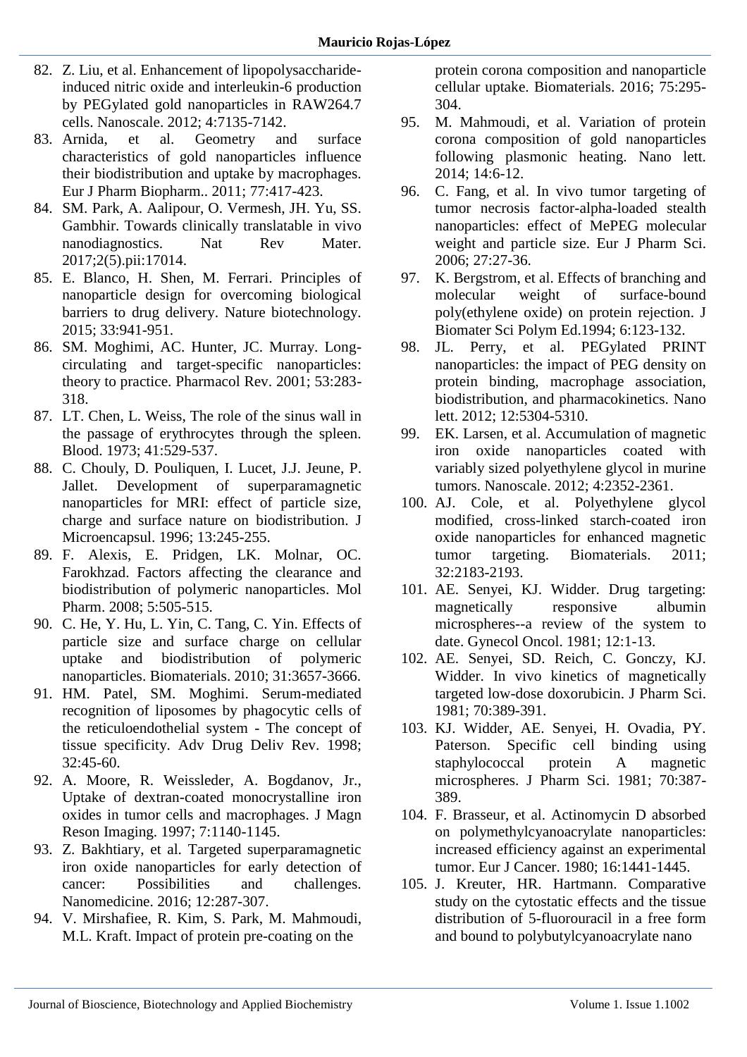82. Z. Liu, et al. Enhancement of lipopolysaccharide-induced nitric oxide and interleukin-6 production by PEGylated gold nanoparticles in RAW264.7 cells. Nanoscale. 2012; 4:7135-7142.
83. Arnida, et al. Geometry and surface characteristics of gold nanoparticles influence their biodistribution and uptake by macrophages. Eur J Pharm Biopharm.. 2011; 77:417-423.
84. SM. Park, A. Aalipour, O. Vermesh, JH. Yu, SS. Gambhir. Towards clinically translatable in vivo nanodiagnostics. Nat Rev Mater. 2017;2(5).pii:17014.
85. E. Blanco, H. Shen, M. Ferrari. Principles of nanoparticle design for overcoming biological barriers to drug delivery. Nature biotechnology. 2015; 33:941-951.
86. SM. Moghimi, AC. Hunter, JC. Murray. Long-circulating and target-specific nanoparticles: theory to practice. Pharmacol Rev. 2001; 53:283-318.
87. LT. Chen, L. Weiss, The role of the sinus wall in the passage of erythrocytes through the spleen. Blood. 1973; 41:529-537.
88. C. Chouly, D. Pouliquen, I. Lucet, J.J. Jeune, P. Jallet. Development of superparamagnetic nanoparticles for MRI: effect of particle size, charge and surface nature on biodistribution. J Microencapsul. 1996; 13:245-255.
89. F. Alexis, E. Pridgen, LK. Molnar, OC. Farokhzad. Factors affecting the clearance and biodistribution of polymeric nanoparticles. Mol Pharm. 2008; 5:505-515.
90. C. He, Y. Hu, L. Yin, C. Tang, C. Yin. Effects of particle size and surface charge on cellular uptake and biodistribution of polymeric nanoparticles. Biomaterials. 2010; 31:3657-3666.
91. HM. Patel, SM. Moghimi. Serum-mediated recognition of liposomes by phagocytic cells of the reticuloendothelial system - The concept of tissue specificity. Adv Drug Deliv Rev. 1998; 32:45-60.
92. A. Moore, R. Weissleder, A. Bogdanov, Jr., Uptake of dextran-coated monocrystalline iron oxides in tumor cells and macrophages. J Magn Reson Imaging. 1997; 7:1140-1145.
93. Z. Bakhtiary, et al. Targeted superparamagnetic iron oxide nanoparticles for early detection of cancer: Possibilities and challenges. Nanomedicine. 2016; 12:287-307.
94. V. Mirshafiee, R. Kim, S. Park, M. Mahmoudi, M.L. Kraft. Impact of protein pre-coating on the protein corona composition and nanoparticle cellular uptake. Biomaterials. 2016; 75:295-304.
95. M. Mahmoudi, et al. Variation of protein corona composition of gold nanoparticles following plasmonic heating. Nano lett. 2014; 14:6-12.
96. C. Fang, et al. In vivo tumor targeting of tumor necrosis factor-alpha-loaded stealth nanoparticles: effect of MePEG molecular weight and particle size. Eur J Pharm Sci. 2006; 27:27-36.
97. K. Bergstrom, et al. Effects of branching and molecular weight of surface-bound poly(ethylene oxide) on protein rejection. J Biomater Sci Polym Ed.1994; 6:123-132.
98. JL. Perry, et al. PEGylated PRINT nanoparticles: the impact of PEG density on protein binding, macrophage association, biodistribution, and pharmacokinetics. Nano lett. 2012; 12:5304-5310.
99. EK. Larsen, et al. Accumulation of magnetic iron oxide nanoparticles coated with variably sized polyethylene glycol in murine tumors. Nanoscale. 2012; 4:2352-2361.
100. AJ. Cole, et al. Polyethylene glycol modified, cross-linked starch-coated iron oxide nanoparticles for enhanced magnetic tumor targeting. Biomaterials. 2011; 32:2183-2193.
101. AE. Senyei, KJ. Widder. Drug targeting: magnetically responsive albumin microspheres--a review of the system to date. Gynecol Oncol. 1981; 12:1-13.
102. AE. Senyei, SD. Reich, C. Gonczy, KJ. Widder. In vivo kinetics of magnetically targeted low-dose doxorubicin. J Pharm Sci. 1981; 70:389-391.
103. KJ. Widder, AE. Senyei, H. Ovadia, PY. Paterson. Specific cell binding using staphylococcal protein A magnetic microspheres. J Pharm Sci. 1981; 70:387-389.
104. F. Brasseur, et al. Actinomycin D absorbed on polymethylcyanoacrylate nanoparticles: increased efficiency against an experimental tumor. Eur J Cancer. 1980; 16:1441-1445.
105. J. Kreuter, HR. Hartmann. Comparative study on the cytostatic effects and the tissue distribution of 5-fluorouracil in a free form and bound to polybutylcyanoacrylate nano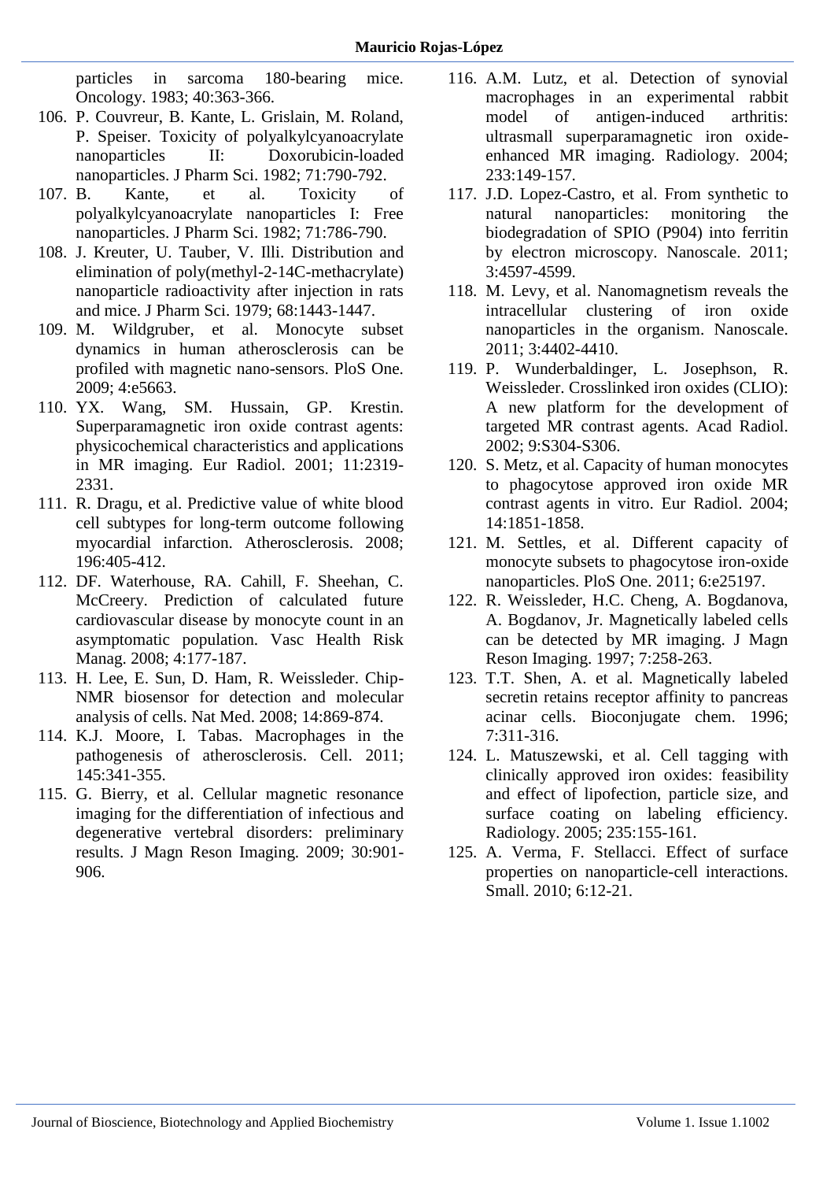particles in sarcoma 180-bearing mice. Oncology. 1983; 40:363-366.

106. P. Couvreur, B. Kante, L. Grislain, M. Roland, P. Speiser. Toxicity of polyalkylcyanoacrylate nanoparticles II: Doxorubicin-loaded nanoparticles. J Pharm Sci. 1982; 71:790-792.
107. B. Kante, et al. Toxicity of polyalkylcyanoacrylate nanoparticles I: Free nanoparticles. J Pharm Sci. 1982; 71:786-790.
108. J. Kreuter, U. Tauber, V. Illi. Distribution and elimination of poly(methyl-2-14C-methacrylate) nanoparticle radioactivity after injection in rats and mice. J Pharm Sci. 1979; 68:1443-1447.
109. M. Wildgruber, et al. Monocyte subset dynamics in human atherosclerosis can be profiled with magnetic nano-sensors. PloS One. 2009; 4:e5663.
110. YX. Wang, SM. Hussain, GP. Krestin. Superparamagnetic iron oxide contrast agents: physicochemical characteristics and applications in MR imaging. Eur Radiol. 2001; 11:2319-2331.
111. R. Dragu, et al. Predictive value of white blood cell subtypes for long-term outcome following myocardial infarction. Atherosclerosis. 2008; 196:405-412.
112. DF. Waterhouse, RA. Cahill, F. Sheehan, C. McCreery. Prediction of calculated future cardiovascular disease by monocyte count in an asymptomatic population. Vasc Health Risk Manag. 2008; 4:177-187.
113. H. Lee, E. Sun, D. Ham, R. Weissleder. Chip-NMR biosensor for detection and molecular analysis of cells. Nat Med. 2008; 14:869-874.
114. K.J. Moore, I. Tabas. Macrophages in the pathogenesis of atherosclerosis. Cell. 2011; 145:341-355.
115. G. Bierry, et al. Cellular magnetic resonance imaging for the differentiation of infectious and degenerative vertebral disorders: preliminary results. J Magn Reson Imaging. 2009; 30:901-906.
116. A.M. Lutz, et al. Detection of synovial macrophages in an experimental rabbit model of antigen-induced arthritis: ultrasmall superparamagnetic iron oxide-enhanced MR imaging. Radiology. 2004; 233:149-157.
117. J.D. Lopez-Castro, et al. From synthetic to natural nanoparticles: monitoring the biodegradation of SPIO (P904) into ferritin by electron microscopy. Nanoscale. 2011; 3:4597-4599.
118. M. Levy, et al. Nanomagnetism reveals the intracellular clustering of iron oxide nanoparticles in the organism. Nanoscale. 2011; 3:4402-4410.
119. P. Wunderbaldinger, L. Josephson, R. Weissleder. Crosslinked iron oxides (CLIO): A new platform for the development of targeted MR contrast agents. Acad Radiol. 2002; 9:S304-S306.
120. S. Metz, et al. Capacity of human monocytes to phagocytose approved iron oxide MR contrast agents in vitro. Eur Radiol. 2004; 14:1851-1858.
121. M. Settles, et al. Different capacity of monocyte subsets to phagocytose iron-oxide nanoparticles. PloS One. 2011; 6:e25197.
122. R. Weissleder, H.C. Cheng, A. Bogdanova, A. Bogdanov, Jr. Magnetically labeled cells can be detected by MR imaging. J Magn Reson Imaging. 1997; 7:258-263.
123. T.T. Shen, A. et al. Magnetically labeled secretin retains receptor affinity to pancreas acinar cells. Bioconjugate chem. 1996; 7:311-316.
124. L. Matuszewski, et al. Cell tagging with clinically approved iron oxides: feasibility and effect of lipofection, particle size, and surface coating on labeling efficiency. Radiology. 2005; 235:155-161.
125. A. Verma, F. Stellacci. Effect of surface properties on nanoparticle-cell interactions. Small. 2010; 6:12-21.